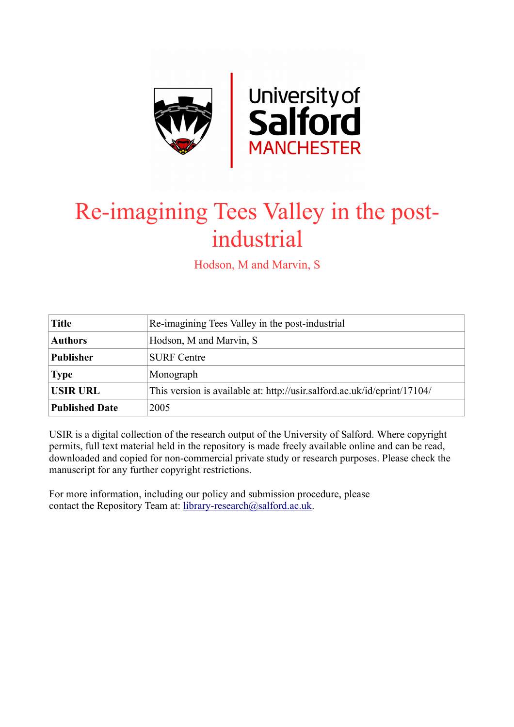# Re-imagining Tees Valley in the post-industrial

Hodson, M and Marvin, S

| Title | Re-imagining Tees Valley in the post-industrial |
|---|---|
| Authors | Hodson, M and Marvin, S |
| Publisher | SURF Centre |
| Type | Monograph |
| USIR URL | This version is available at: http://usir.salford.ac.uk/id/eprint/17104/ |
| Published Date | 2005 |

USIR is a digital collection of the research output of the University of Salford. Where copyright permits, full text material held in the repository is made freely available online and can be read, downloaded and copied for non-commercial private study or research purposes. Please check the manuscript for any further copyright restrictions.

For more information, including our policy and submission procedure, please contact the Repository Team at: library-research@salford.ac.uk.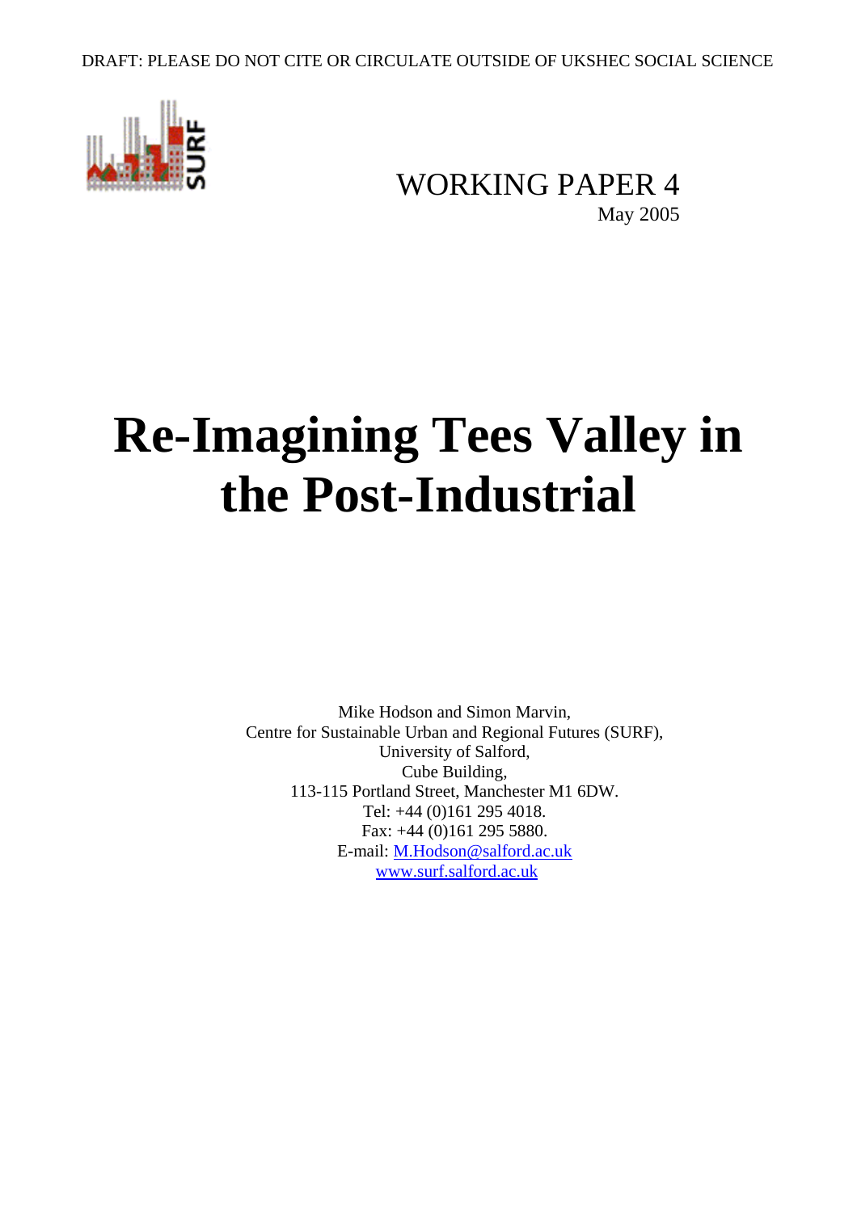DRAFT: PLEASE DO NOT CITE OR CIRCULATE OUTSIDE OF UKSHEC SOCIAL SCIENCE

WORKING PAPER 4
May 2005

# Re-Imagining Tees Valley in the Post-Industrial

Mike Hodson and Simon Marvin,
Centre for Sustainable Urban and Regional Futures (SURF),
University of Salford,
Cube Building,
113-115 Portland Street, Manchester M1 6DW.
Tel: +44 (0)161 295 4018.
Fax: +44 (0)161 295 5880.
E-mail: M.Hodson@salford.ac.uk
www.surf.salford.ac.uk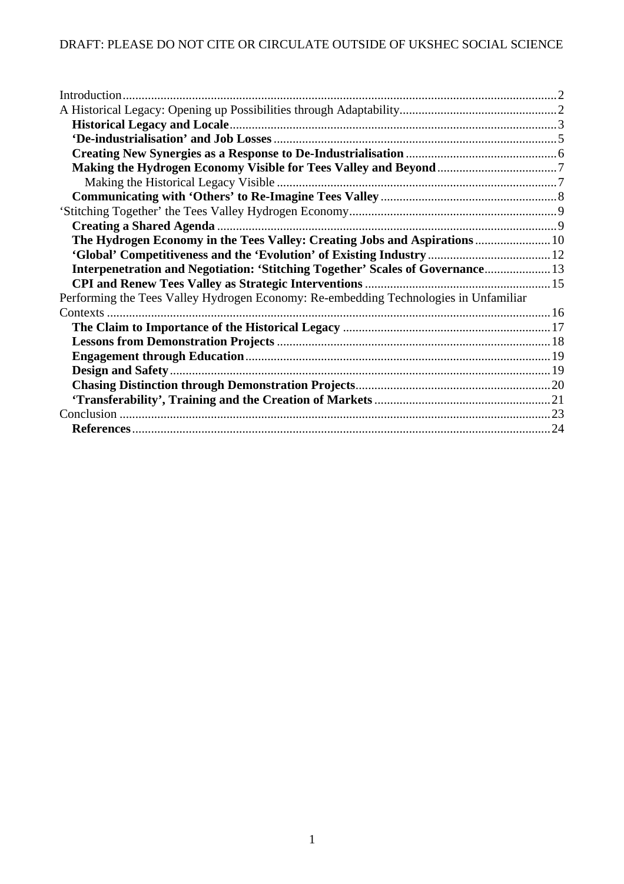Introduction ........ 2
A Historical Legacy: Opening up Possibilities through Adaptability ........ 2
- **Historical Legacy and Locale** ........ 3
- **'De-industrialisation' and Job Losses** ........ 5
- **Creating New Synergies as a Response to De-Industrialisation** ........ 6
- **Making the Hydrogen Economy Visible for Tees Valley and Beyond** ........ 7
  - Making the Historical Legacy Visible ........ 7
- **Communicating with 'Others' to Re-Imagine Tees Valley** ........ 8

'Stitching Together' the Tees Valley Hydrogen Economy ........ 9
- **Creating a Shared Agenda** ........ 9
- **The Hydrogen Economy in the Tees Valley: Creating Jobs and Aspirations** ........ 10
- **'Global' Competitiveness and the 'Evolution' of Existing Industry** ........ 12
- **Interpenetration and Negotiation: 'Stitching Together' Scales of Governance** ........ 13
- **CPI and Renew Tees Valley as Strategic Interventions** ........ 15

Performing the Tees Valley Hydrogen Economy: Re-embedding Technologies in Unfamiliar Contexts ........ 16
- **The Claim to Importance of the Historical Legacy** ........ 17
- **Lessons from Demonstration Projects** ........ 18
- **Engagement through Education** ........ 19
- **Design and Safety** ........ 19
- **Chasing Distinction through Demonstration Projects** ........ 20
- **'Transferability', Training and the Creation of Markets** ........ 21

Conclusion ........ 23
- **References** ........ 24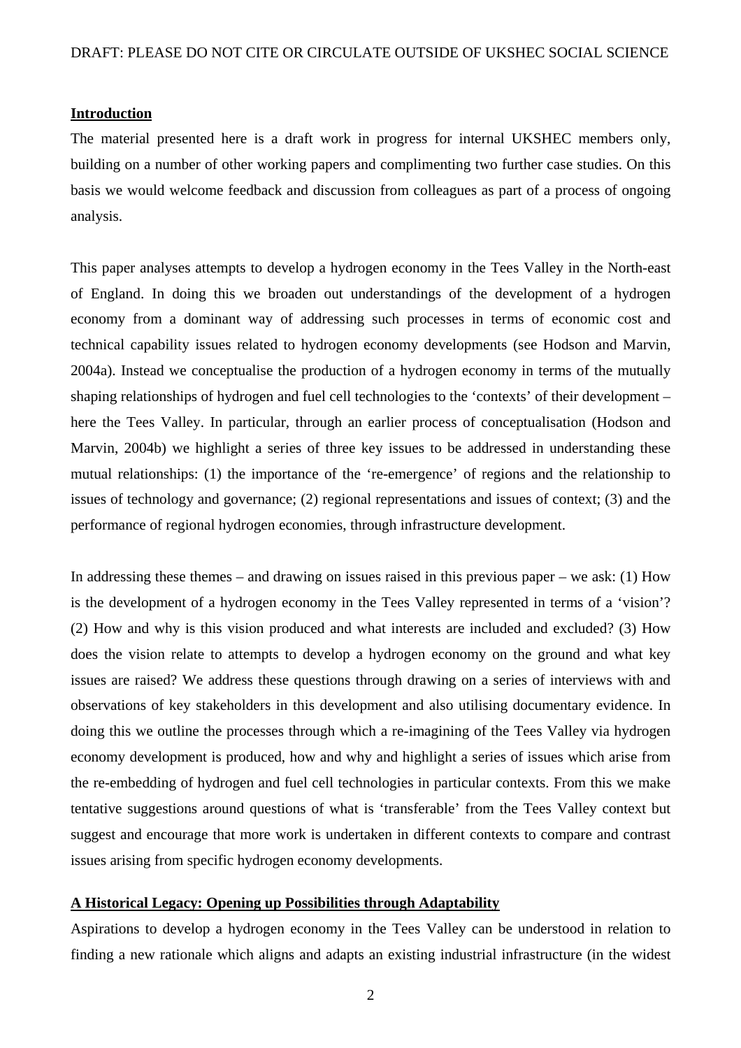## Introduction

The material presented here is a draft work in progress for internal UKSHEC members only, building on a number of other working papers and complimenting two further case studies. On this basis we would welcome feedback and discussion from colleagues as part of a process of ongoing analysis.

This paper analyses attempts to develop a hydrogen economy in the Tees Valley in the North-east of England. In doing this we broaden out understandings of the development of a hydrogen economy from a dominant way of addressing such processes in terms of economic cost and technical capability issues related to hydrogen economy developments (see Hodson and Marvin, 2004a). Instead we conceptualise the production of a hydrogen economy in terms of the mutually shaping relationships of hydrogen and fuel cell technologies to the 'contexts' of their development – here the Tees Valley. In particular, through an earlier process of conceptualisation (Hodson and Marvin, 2004b) we highlight a series of three key issues to be addressed in understanding these mutual relationships: (1) the importance of the 're-emergence' of regions and the relationship to issues of technology and governance; (2) regional representations and issues of context; (3) and the performance of regional hydrogen economies, through infrastructure development.

In addressing these themes – and drawing on issues raised in this previous paper – we ask: (1) How is the development of a hydrogen economy in the Tees Valley represented in terms of a 'vision'? (2) How and why is this vision produced and what interests are included and excluded? (3) How does the vision relate to attempts to develop a hydrogen economy on the ground and what key issues are raised? We address these questions through drawing on a series of interviews with and observations of key stakeholders in this development and also utilising documentary evidence. In doing this we outline the processes through which a re-imagining of the Tees Valley via hydrogen economy development is produced, how and why and highlight a series of issues which arise from the re-embedding of hydrogen and fuel cell technologies in particular contexts. From this we make tentative suggestions around questions of what is 'transferable' from the Tees Valley context but suggest and encourage that more work is undertaken in different contexts to compare and contrast issues arising from specific hydrogen economy developments.

## A Historical Legacy: Opening up Possibilities through Adaptability

Aspirations to develop a hydrogen economy in the Tees Valley can be understood in relation to finding a new rationale which aligns and adapts an existing industrial infrastructure (in the widest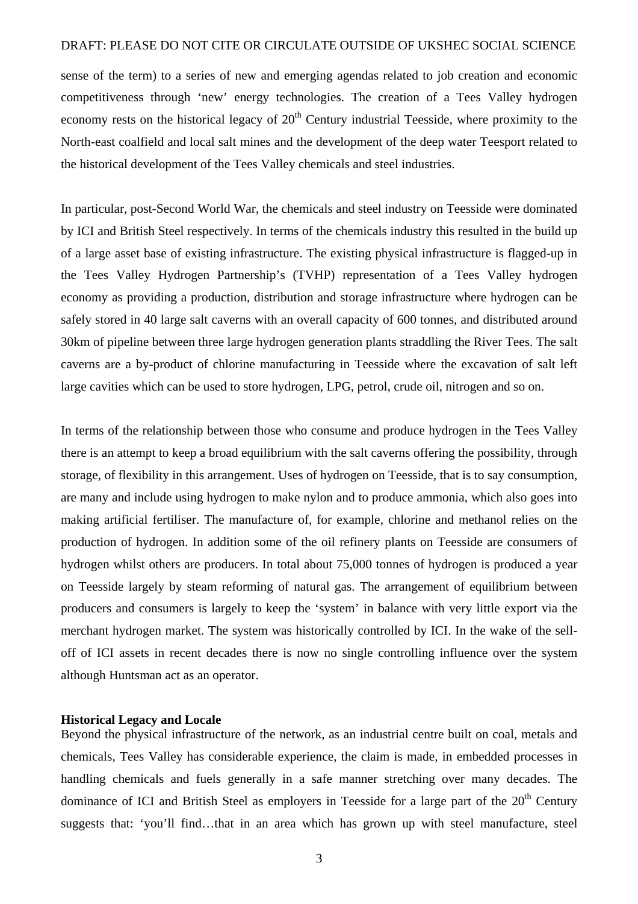sense of the term) to a series of new and emerging agendas related to job creation and economic competitiveness through 'new' energy technologies. The creation of a Tees Valley hydrogen economy rests on the historical legacy of 20th Century industrial Teesside, where proximity to the North-east coalfield and local salt mines and the development of the deep water Teesport related to the historical development of the Tees Valley chemicals and steel industries.

In particular, post-Second World War, the chemicals and steel industry on Teesside were dominated by ICI and British Steel respectively. In terms of the chemicals industry this resulted in the build up of a large asset base of existing infrastructure. The existing physical infrastructure is flagged-up in the Tees Valley Hydrogen Partnership's (TVHP) representation of a Tees Valley hydrogen economy as providing a production, distribution and storage infrastructure where hydrogen can be safely stored in 40 large salt caverns with an overall capacity of 600 tonnes, and distributed around 30km of pipeline between three large hydrogen generation plants straddling the River Tees. The salt caverns are a by-product of chlorine manufacturing in Teesside where the excavation of salt left large cavities which can be used to store hydrogen, LPG, petrol, crude oil, nitrogen and so on.

In terms of the relationship between those who consume and produce hydrogen in the Tees Valley there is an attempt to keep a broad equilibrium with the salt caverns offering the possibility, through storage, of flexibility in this arrangement. Uses of hydrogen on Teesside, that is to say consumption, are many and include using hydrogen to make nylon and to produce ammonia, which also goes into making artificial fertiliser. The manufacture of, for example, chlorine and methanol relies on the production of hydrogen. In addition some of the oil refinery plants on Teesside are consumers of hydrogen whilst others are producers. In total about 75,000 tonnes of hydrogen is produced a year on Teesside largely by steam reforming of natural gas. The arrangement of equilibrium between producers and consumers is largely to keep the 'system' in balance with very little export via the merchant hydrogen market. The system was historically controlled by ICI. In the wake of the sell-off of ICI assets in recent decades there is now no single controlling influence over the system although Huntsman act as an operator.

**Historical Legacy and Locale**

Beyond the physical infrastructure of the network, as an industrial centre built on coal, metals and chemicals, Tees Valley has considerable experience, the claim is made, in embedded processes in handling chemicals and fuels generally in a safe manner stretching over many decades. The dominance of ICI and British Steel as employers in Teesside for a large part of the 20th Century suggests that: 'you'll find…that in an area which has grown up with steel manufacture, steel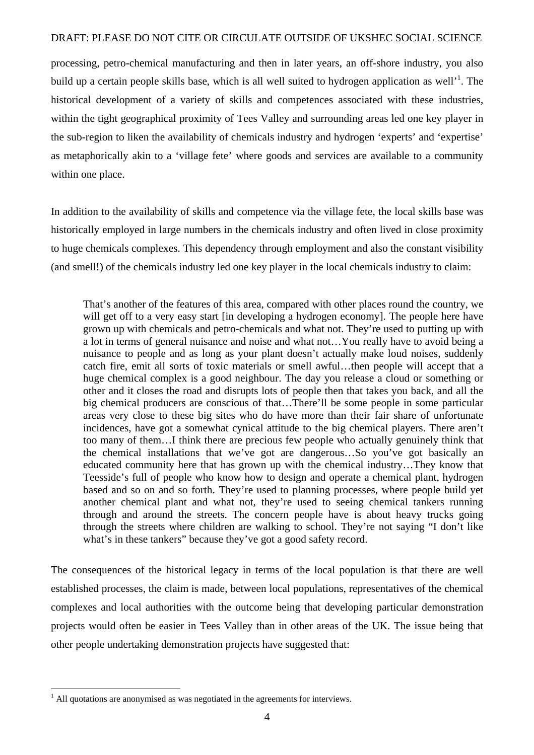processing, petro-chemical manufacturing and then in later years, an off-shore industry, you also build up a certain people skills base, which is all well suited to hydrogen application as well'[1]. The historical development of a variety of skills and competences associated with these industries, within the tight geographical proximity of Tees Valley and surrounding areas led one key player in the sub-region to liken the availability of chemicals industry and hydrogen 'experts' and 'expertise' as metaphorically akin to a 'village fete' where goods and services are available to a community within one place.

In addition to the availability of skills and competence via the village fete, the local skills base was historically employed in large numbers in the chemicals industry and often lived in close proximity to huge chemicals complexes. This dependency through employment and also the constant visibility (and smell!) of the chemicals industry led one key player in the local chemicals industry to claim:

> That's another of the features of this area, compared with other places round the country, we will get off to a very easy start [in developing a hydrogen economy]. The people here have grown up with chemicals and petro-chemicals and what not. They're used to putting up with a lot in terms of general nuisance and noise and what not…You really have to avoid being a nuisance to people and as long as your plant doesn't actually make loud noises, suddenly catch fire, emit all sorts of toxic materials or smell awful…then people will accept that a huge chemical complex is a good neighbour. The day you release a cloud or something or other and it closes the road and disrupts lots of people then that takes you back, and all the big chemical producers are conscious of that…There'll be some people in some particular areas very close to these big sites who do have more than their fair share of unfortunate incidences, have got a somewhat cynical attitude to the big chemical players. There aren't too many of them…I think there are precious few people who actually genuinely think that the chemical installations that we've got are dangerous…So you've got basically an educated community here that has grown up with the chemical industry…They know that Teesside's full of people who know how to design and operate a chemical plant, hydrogen based and so on and so forth. They're used to planning processes, where people build yet another chemical plant and what not, they're used to seeing chemical tankers running through and around the streets. The concern people have is about heavy trucks going through the streets where children are walking to school. They're not saying "I don't like what's in these tankers" because they've got a good safety record.

The consequences of the historical legacy in terms of the local population is that there are well established processes, the claim is made, between local populations, representatives of the chemical complexes and local authorities with the outcome being that developing particular demonstration projects would often be easier in Tees Valley than in other areas of the UK. The issue being that other people undertaking demonstration projects have suggested that:

[1] All quotations are anonymised as was negotiated in the agreements for interviews.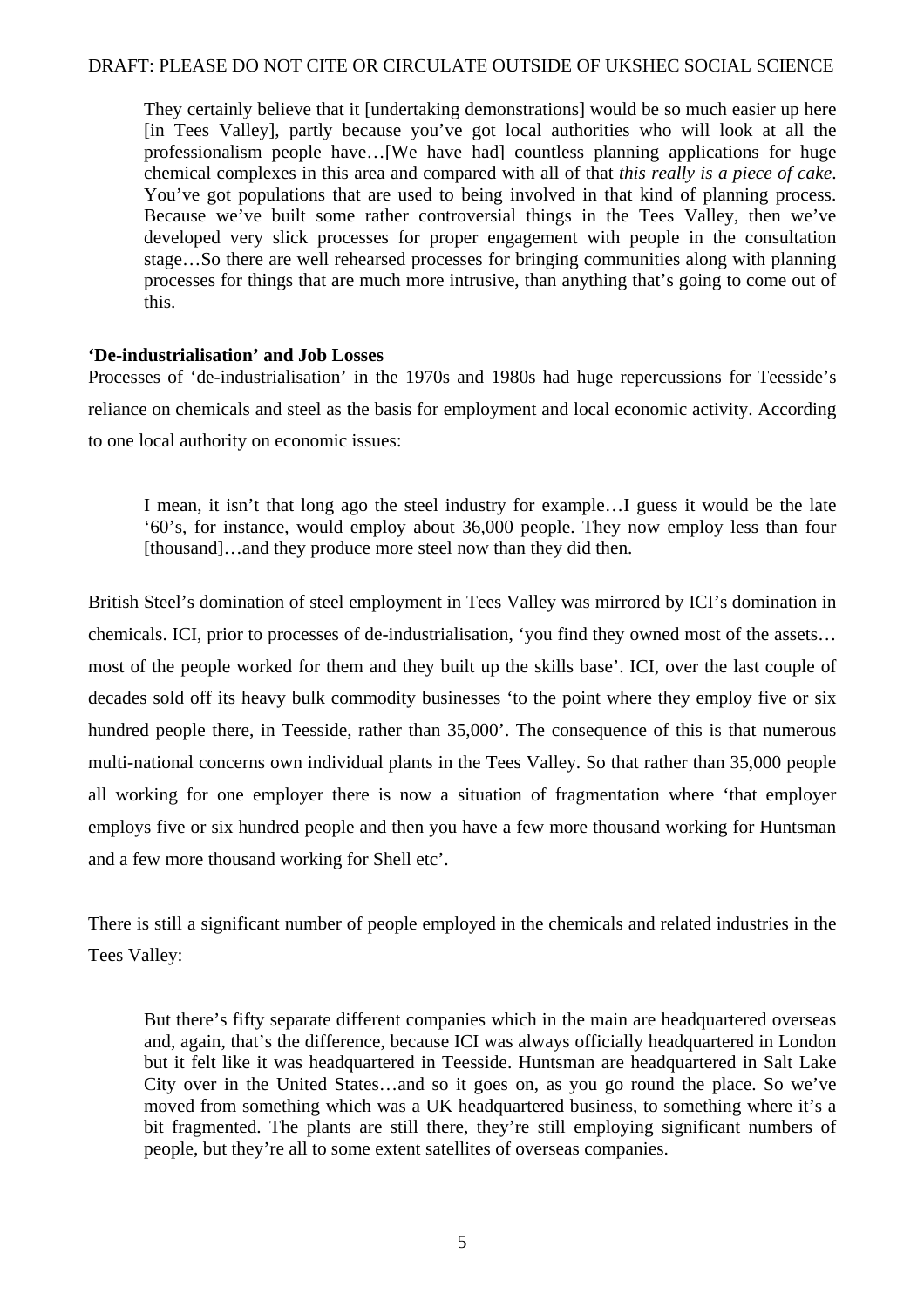> They certainly believe that it [undertaking demonstrations] would be so much easier up here [in Tees Valley], partly because you've got local authorities who will look at all the professionalism people have…[We have had] countless planning applications for huge chemical complexes in this area and compared with all of that *this really is a piece of cake*. You've got populations that are used to being involved in that kind of planning process. Because we've built some rather controversial things in the Tees Valley, then we've developed very slick processes for proper engagement with people in the consultation stage…So there are well rehearsed processes for bringing communities along with planning processes for things that are much more intrusive, than anything that's going to come out of this.

**'De-industrialisation' and Job Losses**

Processes of 'de-industrialisation' in the 1970s and 1980s had huge repercussions for Teesside's reliance on chemicals and steel as the basis for employment and local economic activity. According to one local authority on economic issues:

> I mean, it isn't that long ago the steel industry for example…I guess it would be the late '60's, for instance, would employ about 36,000 people. They now employ less than four [thousand]…and they produce more steel now than they did then.

British Steel's domination of steel employment in Tees Valley was mirrored by ICI's domination in chemicals. ICI, prior to processes of de-industrialisation, 'you find they owned most of the assets… most of the people worked for them and they built up the skills base'. ICI, over the last couple of decades sold off its heavy bulk commodity businesses 'to the point where they employ five or six hundred people there, in Teesside, rather than 35,000'. The consequence of this is that numerous multi-national concerns own individual plants in the Tees Valley. So that rather than 35,000 people all working for one employer there is now a situation of fragmentation where 'that employer employs five or six hundred people and then you have a few more thousand working for Huntsman and a few more thousand working for Shell etc'.

There is still a significant number of people employed in the chemicals and related industries in the Tees Valley:

> But there's fifty separate different companies which in the main are headquartered overseas and, again, that's the difference, because ICI was always officially headquartered in London but it felt like it was headquartered in Teesside. Huntsman are headquartered in Salt Lake City over in the United States…and so it goes on, as you go round the place. So we've moved from something which was a UK headquartered business, to something where it's a bit fragmented. The plants are still there, they're still employing significant numbers of people, but they're all to some extent satellites of overseas companies.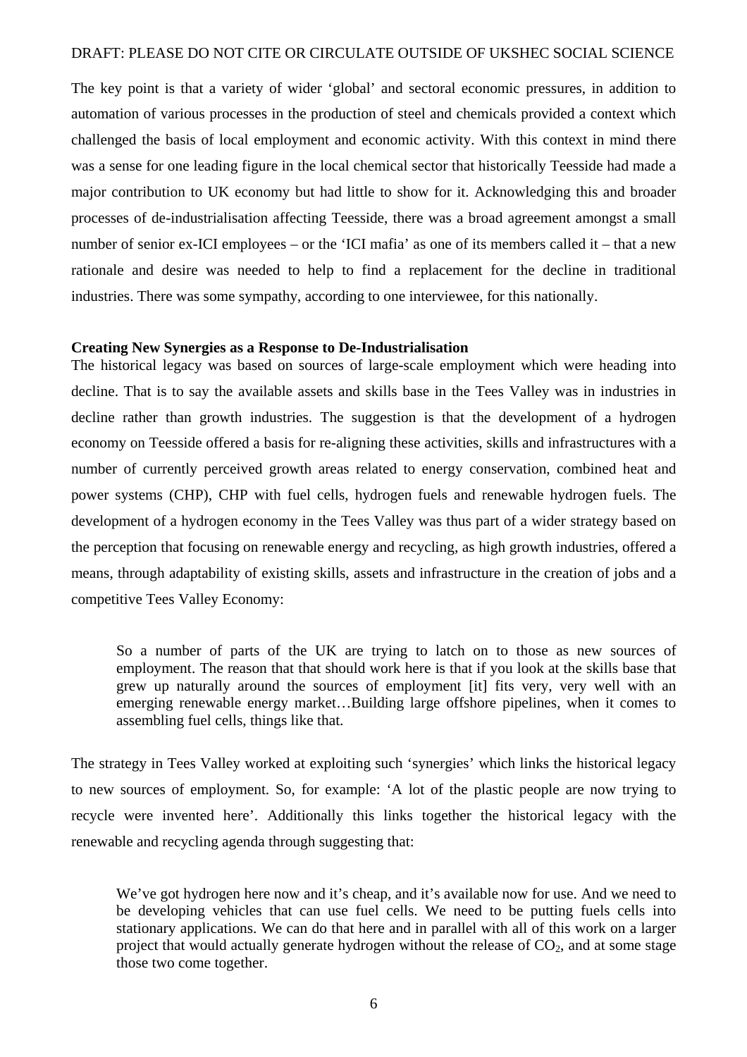The key point is that a variety of wider 'global' and sectoral economic pressures, in addition to automation of various processes in the production of steel and chemicals provided a context which challenged the basis of local employment and economic activity. With this context in mind there was a sense for one leading figure in the local chemical sector that historically Teesside had made a major contribution to UK economy but had little to show for it. Acknowledging this and broader processes of de-industrialisation affecting Teesside, there was a broad agreement amongst a small number of senior ex-ICI employees – or the 'ICI mafia' as one of its members called it – that a new rationale and desire was needed to help to find a replacement for the decline in traditional industries. There was some sympathy, according to one interviewee, for this nationally.

**Creating New Synergies as a Response to De-Industrialisation**

The historical legacy was based on sources of large-scale employment which were heading into decline. That is to say the available assets and skills base in the Tees Valley was in industries in decline rather than growth industries. The suggestion is that the development of a hydrogen economy on Teesside offered a basis for re-aligning these activities, skills and infrastructures with a number of currently perceived growth areas related to energy conservation, combined heat and power systems (CHP), CHP with fuel cells, hydrogen fuels and renewable hydrogen fuels. The development of a hydrogen economy in the Tees Valley was thus part of a wider strategy based on the perception that focusing on renewable energy and recycling, as high growth industries, offered a means, through adaptability of existing skills, assets and infrastructure in the creation of jobs and a competitive Tees Valley Economy:

> So a number of parts of the UK are trying to latch on to those as new sources of employment. The reason that that should work here is that if you look at the skills base that grew up naturally around the sources of employment [it] fits very, very well with an emerging renewable energy market…Building large offshore pipelines, when it comes to assembling fuel cells, things like that.

The strategy in Tees Valley worked at exploiting such 'synergies' which links the historical legacy to new sources of employment. So, for example: 'A lot of the plastic people are now trying to recycle were invented here'. Additionally this links together the historical legacy with the renewable and recycling agenda through suggesting that:

> We've got hydrogen here now and it's cheap, and it's available now for use. And we need to be developing vehicles that can use fuel cells. We need to be putting fuels cells into stationary applications. We can do that here and in parallel with all of this work on a larger project that would actually generate hydrogen without the release of $CO_2$, and at some stage those two come together.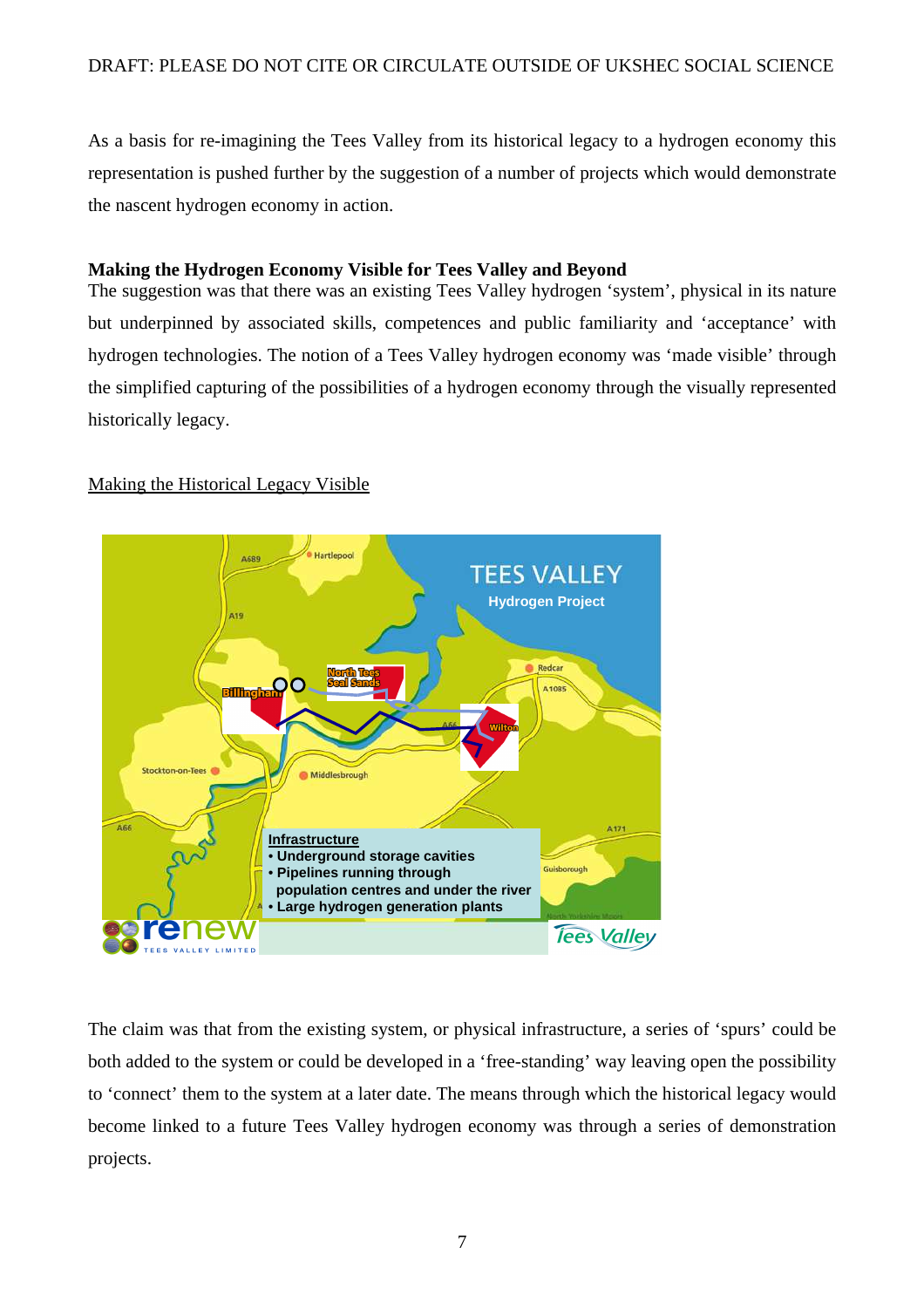As a basis for re-imagining the Tees Valley from its historical legacy to a hydrogen economy this representation is pushed further by the suggestion of a number of projects which would demonstrate the nascent hydrogen economy in action.

**Making the Hydrogen Economy Visible for Tees Valley and Beyond**

The suggestion was that there was an existing Tees Valley hydrogen 'system', physical in its nature but underpinned by associated skills, competences and public familiarity and 'acceptance' with hydrogen technologies. The notion of a Tees Valley hydrogen economy was 'made visible' through the simplified capturing of the possibilities of a hydrogen economy through the visually represented historically legacy.

<u>Making the Historical Legacy Visible</u>

The claim was that from the existing system, or physical infrastructure, a series of 'spurs' could be both added to the system or could be developed in a 'free-standing' way leaving open the possibility to 'connect' them to the system at a later date. The means through which the historical legacy would become linked to a future Tees Valley hydrogen economy was through a series of demonstration projects.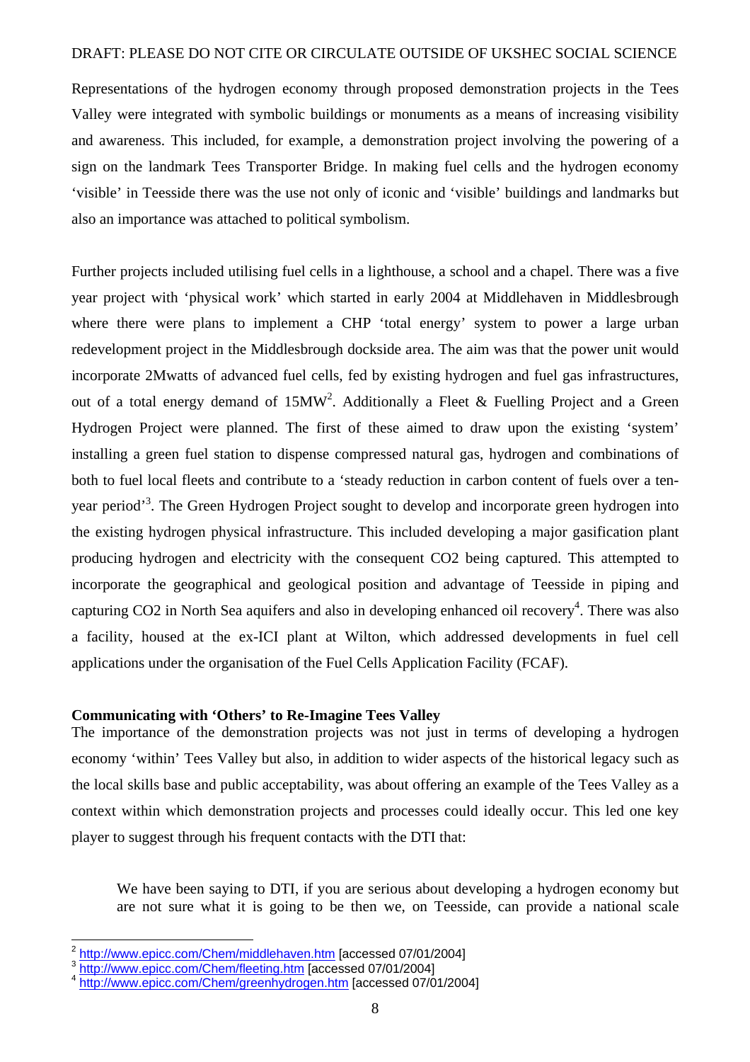Representations of the hydrogen economy through proposed demonstration projects in the Tees Valley were integrated with symbolic buildings or monuments as a means of increasing visibility and awareness. This included, for example, a demonstration project involving the powering of a sign on the landmark Tees Transporter Bridge. In making fuel cells and the hydrogen economy 'visible' in Teesside there was the use not only of iconic and 'visible' buildings and landmarks but also an importance was attached to political symbolism.

Further projects included utilising fuel cells in a lighthouse, a school and a chapel. There was a five year project with 'physical work' which started in early 2004 at Middlehaven in Middlesbrough where there were plans to implement a CHP 'total energy' system to power a large urban redevelopment project in the Middlesbrough dockside area. The aim was that the power unit would incorporate 2Mwatts of advanced fuel cells, fed by existing hydrogen and fuel gas infrastructures, out of a total energy demand of 15MW[2]. Additionally a Fleet & Fuelling Project and a Green Hydrogen Project were planned. The first of these aimed to draw upon the existing 'system' installing a green fuel station to dispense compressed natural gas, hydrogen and combinations of both to fuel local fleets and contribute to a 'steady reduction in carbon content of fuels over a ten-year period'[3]. The Green Hydrogen Project sought to develop and incorporate green hydrogen into the existing hydrogen physical infrastructure. This included developing a major gasification plant producing hydrogen and electricity with the consequent $CO_2$ being captured. This attempted to incorporate the geographical and geological position and advantage of Teesside in piping and capturing $CO_2$ in North Sea aquifers and also in developing enhanced oil recovery[4]. There was also a facility, housed at the ex-ICI plant at Wilton, which addressed developments in fuel cell applications under the organisation of the Fuel Cells Application Facility (FCAF).

**Communicating with 'Others' to Re-Imagine Tees Valley**

The importance of the demonstration projects was not just in terms of developing a hydrogen economy 'within' Tees Valley but also, in addition to wider aspects of the historical legacy such as the local skills base and public acceptability, was about offering an example of the Tees Valley as a context within which demonstration projects and processes could ideally occur. This led one key player to suggest through his frequent contacts with the DTI that:

> We have been saying to DTI, if you are serious about developing a hydrogen economy but are not sure what it is going to be then we, on Teesside, can provide a national scale

[2] http://www.epicc.com/Chem/middlehaven.htm [accessed 07/01/2004]
[3] http://www.epicc.com/Chem/fleeting.htm [accessed 07/01/2004]
[4] http://www.epicc.com/Chem/greenhydrogen.htm [accessed 07/01/2004]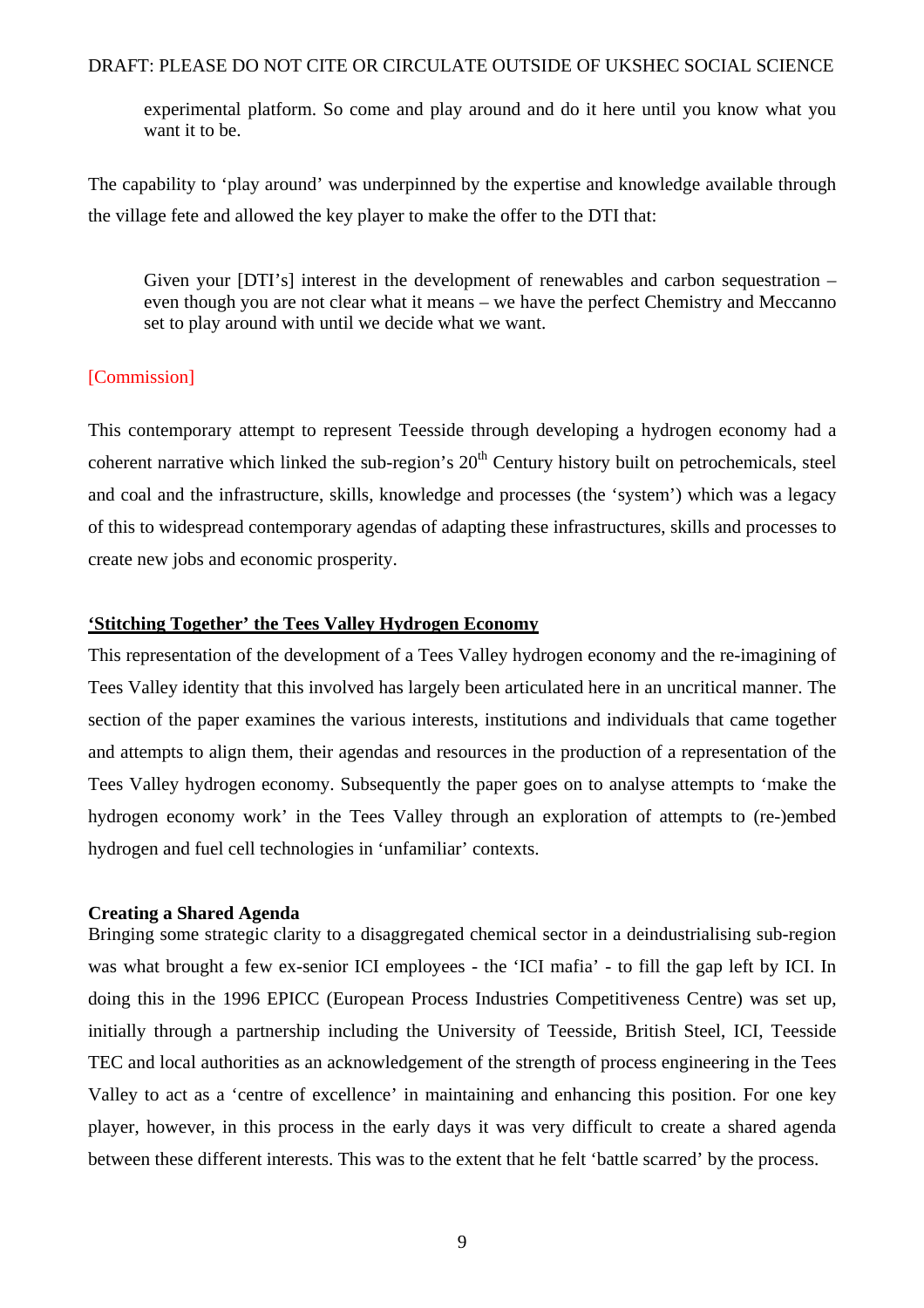> experimental platform. So come and play around and do it here until you know what you want it to be.

The capability to 'play around' was underpinned by the expertise and knowledge available through the village fete and allowed the key player to make the offer to the DTI that:

> Given your [DTI's] interest in the development of renewables and carbon sequestration – even though you are not clear what it means – we have the perfect Chemistry and Meccano set to play around with until we decide what we want.

[Commission]

This contemporary attempt to represent Teesside through developing a hydrogen economy had a coherent narrative which linked the sub-region's 20th Century history built on petrochemicals, steel and coal and the infrastructure, skills, knowledge and processes (the 'system') which was a legacy of this to widespread contemporary agendas of adapting these infrastructures, skills and processes to create new jobs and economic prosperity.

## 'Stitching Together' the Tees Valley Hydrogen Economy

This representation of the development of a Tees Valley hydrogen economy and the re-imagining of Tees Valley identity that this involved has largely been articulated here in an uncritical manner. The section of the paper examines the various interests, institutions and individuals that came together and attempts to align them, their agendas and resources in the production of a representation of the Tees Valley hydrogen economy. Subsequently the paper goes on to analyse attempts to 'make the hydrogen economy work' in the Tees Valley through an exploration of attempts to (re-)embed hydrogen and fuel cell technologies in 'unfamiliar' contexts.

### Creating a Shared Agenda

Bringing some strategic clarity to a disaggregated chemical sector in a deindustrialising sub-region was what brought a few ex-senior ICI employees - the 'ICI mafia' - to fill the gap left by ICI. In doing this in the 1996 EPICC (European Process Industries Competitiveness Centre) was set up, initially through a partnership including the University of Teesside, British Steel, ICI, Teesside TEC and local authorities as an acknowledgement of the strength of process engineering in the Tees Valley to act as a 'centre of excellence' in maintaining and enhancing this position. For one key player, however, in this process in the early days it was very difficult to create a shared agenda between these different interests. This was to the extent that he felt 'battle scarred' by the process.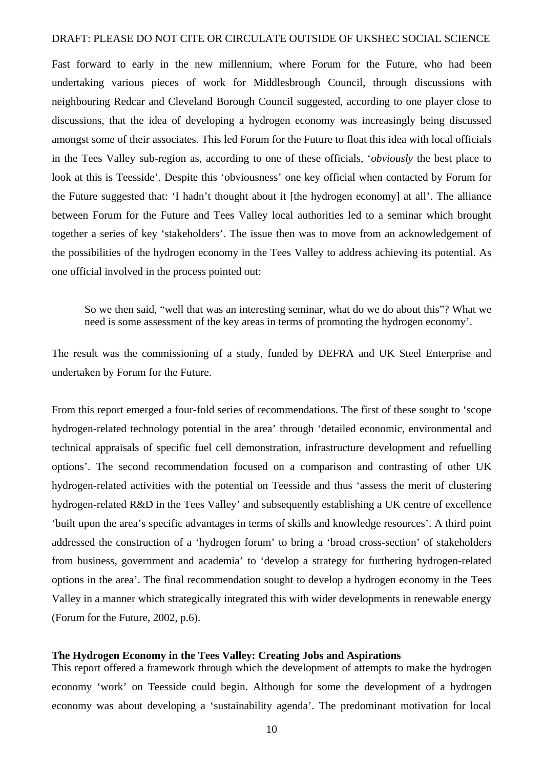Fast forward to early in the new millennium, where Forum for the Future, who had been undertaking various pieces of work for Middlesbrough Council, through discussions with neighbouring Redcar and Cleveland Borough Council suggested, according to one player close to discussions, that the idea of developing a hydrogen economy was increasingly being discussed amongst some of their associates. This led Forum for the Future to float this idea with local officials in the Tees Valley sub-region as, according to one of these officials, '*obviously* the best place to look at this is Teesside'. Despite this 'obviousness' one key official when contacted by Forum for the Future suggested that: 'I hadn't thought about it [the hydrogen economy] at all'. The alliance between Forum for the Future and Tees Valley local authorities led to a seminar which brought together a series of key 'stakeholders'. The issue then was to move from an acknowledgement of the possibilities of the hydrogen economy in the Tees Valley to address achieving its potential. As one official involved in the process pointed out:

> So we then said, "well that was an interesting seminar, what do we do about this"? What we need is some assessment of the key areas in terms of promoting the hydrogen economy'.

The result was the commissioning of a study, funded by DEFRA and UK Steel Enterprise and undertaken by Forum for the Future.

From this report emerged a four-fold series of recommendations. The first of these sought to 'scope hydrogen-related technology potential in the area' through 'detailed economic, environmental and technical appraisals of specific fuel cell demonstration, infrastructure development and refuelling options'. The second recommendation focused on a comparison and contrasting of other UK hydrogen-related activities with the potential on Teesside and thus 'assess the merit of clustering hydrogen-related R&D in the Tees Valley' and subsequently establishing a UK centre of excellence 'built upon the area's specific advantages in terms of skills and knowledge resources'. A third point addressed the construction of a 'hydrogen forum' to bring a 'broad cross-section' of stakeholders from business, government and academia' to 'develop a strategy for furthering hydrogen-related options in the area'. The final recommendation sought to develop a hydrogen economy in the Tees Valley in a manner which strategically integrated this with wider developments in renewable energy (Forum for the Future, 2002, p.6).

**The Hydrogen Economy in the Tees Valley: Creating Jobs and Aspirations**

This report offered a framework through which the development of attempts to make the hydrogen economy 'work' on Teesside could begin. Although for some the development of a hydrogen economy was about developing a 'sustainability agenda'. The predominant motivation for local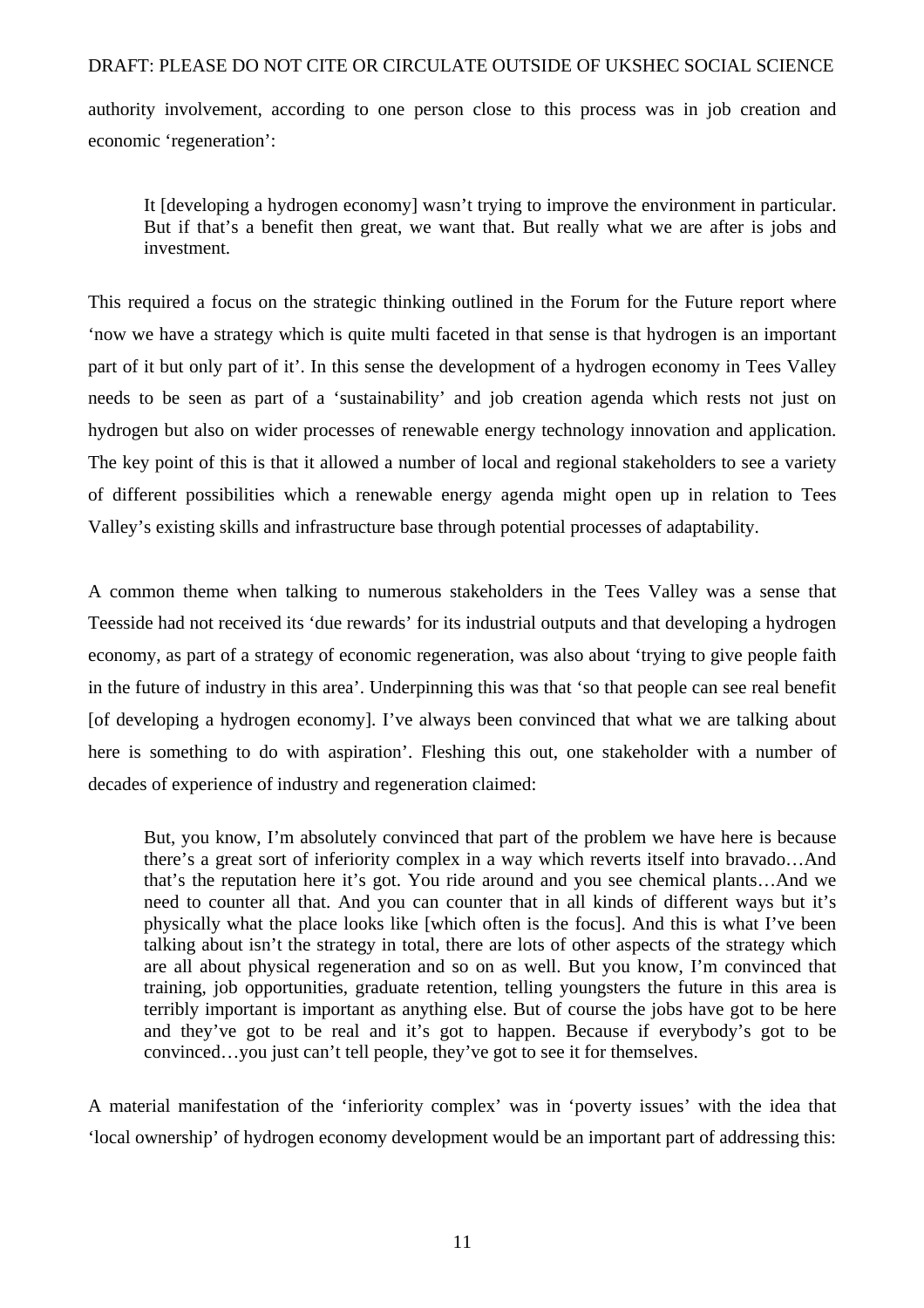authority involvement, according to one person close to this process was in job creation and economic 'regeneration':

> It [developing a hydrogen economy] wasn't trying to improve the environment in particular. But if that's a benefit then great, we want that. But really what we are after is jobs and investment.

This required a focus on the strategic thinking outlined in the Forum for the Future report where 'now we have a strategy which is quite multi faceted in that sense is that hydrogen is an important part of it but only part of it'. In this sense the development of a hydrogen economy in Tees Valley needs to be seen as part of a 'sustainability' and job creation agenda which rests not just on hydrogen but also on wider processes of renewable energy technology innovation and application. The key point of this is that it allowed a number of local and regional stakeholders to see a variety of different possibilities which a renewable energy agenda might open up in relation to Tees Valley's existing skills and infrastructure base through potential processes of adaptability.

A common theme when talking to numerous stakeholders in the Tees Valley was a sense that Teesside had not received its 'due rewards' for its industrial outputs and that developing a hydrogen economy, as part of a strategy of economic regeneration, was also about 'trying to give people faith in the future of industry in this area'. Underpinning this was that 'so that people can see real benefit [of developing a hydrogen economy]. I've always been convinced that what we are talking about here is something to do with aspiration'. Fleshing this out, one stakeholder with a number of decades of experience of industry and regeneration claimed:

> But, you know, I'm absolutely convinced that part of the problem we have here is because there's a great sort of inferiority complex in a way which reverts itself into bravado…And that's the reputation here it's got. You ride around and you see chemical plants…And we need to counter all that. And you can counter that in all kinds of different ways but it's physically what the place looks like [which often is the focus]. And this is what I've been talking about isn't the strategy in total, there are lots of other aspects of the strategy which are all about physical regeneration and so on as well. But you know, I'm convinced that training, job opportunities, graduate retention, telling youngsters the future in this area is terribly important is important as anything else. But of course the jobs have got to be here and they've got to be real and it's got to happen. Because if everybody's got to be convinced…you just can't tell people, they've got to see it for themselves.

A material manifestation of the 'inferiority complex' was in 'poverty issues' with the idea that 'local ownership' of hydrogen economy development would be an important part of addressing this: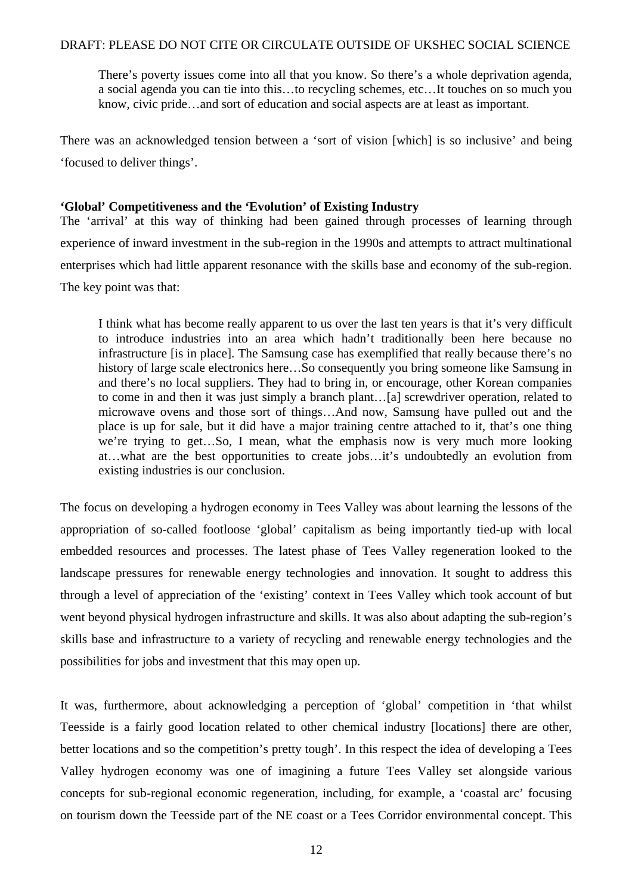> There's poverty issues come into all that you know. So there's a whole deprivation agenda, a social agenda you can tie into this…to recycling schemes, etc…It touches on so much you know, civic pride…and sort of education and social aspects are at least as important.

There was an acknowledged tension between a 'sort of vision [which] is so inclusive' and being 'focused to deliver things'.

**'Global' Competitiveness and the 'Evolution' of Existing Industry**

The 'arrival' at this way of thinking had been gained through processes of learning through experience of inward investment in the sub-region in the 1990s and attempts to attract multinational enterprises which had little apparent resonance with the skills base and economy of the sub-region. The key point was that:

> I think what has become really apparent to us over the last ten years is that it's very difficult to introduce industries into an area which hadn't traditionally been here because no infrastructure [is in place]. The Samsung case has exemplified that really because there's no history of large scale electronics here…So consequently you bring someone like Samsung in and there's no local suppliers. They had to bring in, or encourage, other Korean companies to come in and then it was just simply a branch plant…[a] screwdriver operation, related to microwave ovens and those sort of things…And now, Samsung have pulled out and the place is up for sale, but it did have a major training centre attached to it, that's one thing we're trying to get…So, I mean, what the emphasis now is very much more looking at…what are the best opportunities to create jobs…it's undoubtedly an evolution from existing industries is our conclusion.

The focus on developing a hydrogen economy in Tees Valley was about learning the lessons of the appropriation of so-called footloose 'global' capitalism as being importantly tied-up with local embedded resources and processes. The latest phase of Tees Valley regeneration looked to the landscape pressures for renewable energy technologies and innovation. It sought to address this through a level of appreciation of the 'existing' context in Tees Valley which took account of but went beyond physical hydrogen infrastructure and skills. It was also about adapting the sub-region's skills base and infrastructure to a variety of recycling and renewable energy technologies and the possibilities for jobs and investment that this may open up.

It was, furthermore, about acknowledging a perception of 'global' competition in 'that whilst Teesside is a fairly good location related to other chemical industry [locations] there are other, better locations and so the competition's pretty tough'. In this respect the idea of developing a Tees Valley hydrogen economy was one of imagining a future Tees Valley set alongside various concepts for sub-regional economic regeneration, including, for example, a 'coastal arc' focusing on tourism down the Teesside part of the NE coast or a Tees Corridor environmental concept. This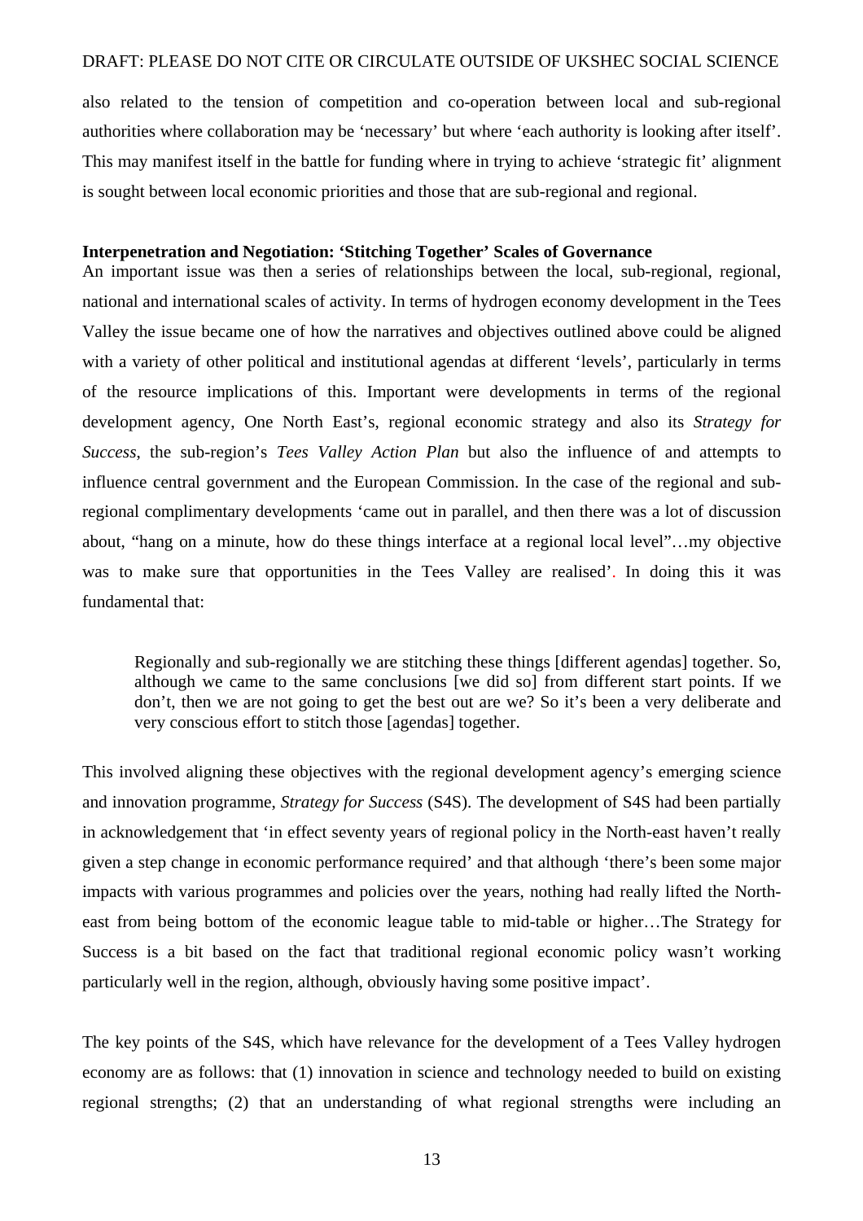also related to the tension of competition and co-operation between local and sub-regional authorities where collaboration may be 'necessary' but where 'each authority is looking after itself'. This may manifest itself in the battle for funding where in trying to achieve 'strategic fit' alignment is sought between local economic priorities and those that are sub-regional and regional.

**Interpenetration and Negotiation: 'Stitching Together' Scales of Governance**

An important issue was then a series of relationships between the local, sub-regional, regional, national and international scales of activity. In terms of hydrogen economy development in the Tees Valley the issue became one of how the narratives and objectives outlined above could be aligned with a variety of other political and institutional agendas at different 'levels', particularly in terms of the resource implications of this. Important were developments in terms of the regional development agency, One North East's, regional economic strategy and also its *Strategy for Success*, the sub-region's *Tees Valley Action Plan* but also the influence of and attempts to influence central government and the European Commission. In the case of the regional and sub-regional complimentary developments 'came out in parallel, and then there was a lot of discussion about, "hang on a minute, how do these things interface at a regional local level"…my objective was to make sure that opportunities in the Tees Valley are realised'. In doing this it was fundamental that:

> Regionally and sub-regionally we are stitching these things [different agendas] together. So, although we came to the same conclusions [we did so] from different start points. If we don't, then we are not going to get the best out are we? So it's been a very deliberate and very conscious effort to stitch those [agendas] together.

This involved aligning these objectives with the regional development agency's emerging science and innovation programme, *Strategy for Success* (S4S). The development of S4S had been partially in acknowledgement that 'in effect seventy years of regional policy in the North-east haven't really given a step change in economic performance required' and that although 'there's been some major impacts with various programmes and policies over the years, nothing had really lifted the North-east from being bottom of the economic league table to mid-table or higher…The Strategy for Success is a bit based on the fact that traditional regional economic policy wasn't working particularly well in the region, although, obviously having some positive impact'.

The key points of the S4S, which have relevance for the development of a Tees Valley hydrogen economy are as follows: that (1) innovation in science and technology needed to build on existing regional strengths; (2) that an understanding of what regional strengths were including an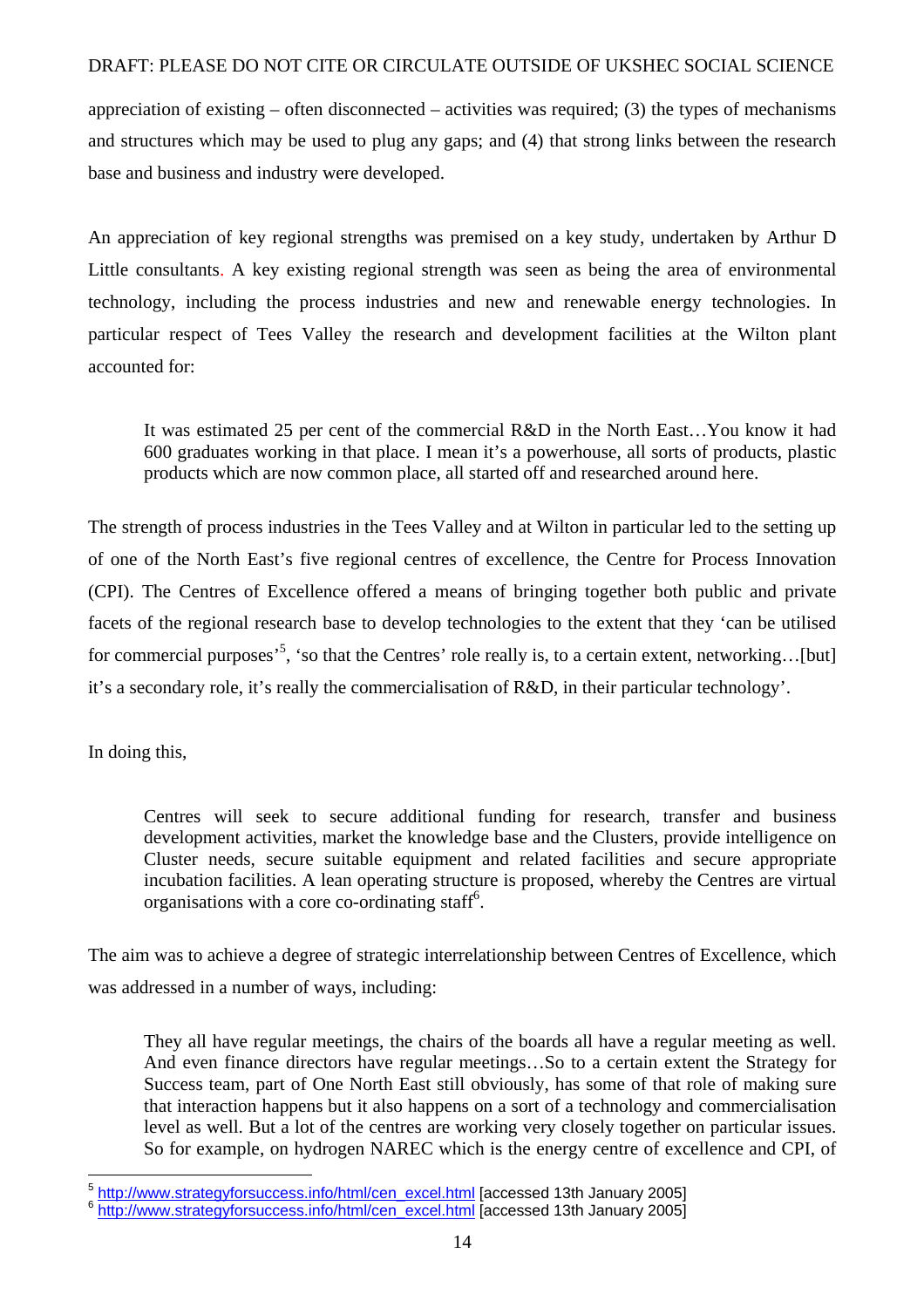appreciation of existing – often disconnected – activities was required; (3) the types of mechanisms and structures which may be used to plug any gaps; and (4) that strong links between the research base and business and industry were developed.

An appreciation of key regional strengths was premised on a key study, undertaken by Arthur D Little consultants. A key existing regional strength was seen as being the area of environmental technology, including the process industries and new and renewable energy technologies. In particular respect of Tees Valley the research and development facilities at the Wilton plant accounted for:

> It was estimated 25 per cent of the commercial R&D in the North East…You know it had 600 graduates working in that place. I mean it's a powerhouse, all sorts of products, plastic products which are now common place, all started off and researched around here.

The strength of process industries in the Tees Valley and at Wilton in particular led to the setting up of one of the North East's five regional centres of excellence, the Centre for Process Innovation (CPI). The Centres of Excellence offered a means of bringing together both public and private facets of the regional research base to develop technologies to the extent that they 'can be utilised for commercial purposes'[5], 'so that the Centres' role really is, to a certain extent, networking…[but] it's a secondary role, it's really the commercialisation of R&D, in their particular technology'.

In doing this,

> Centres will seek to secure additional funding for research, transfer and business development activities, market the knowledge base and the Clusters, provide intelligence on Cluster needs, secure suitable equipment and related facilities and secure appropriate incubation facilities. A lean operating structure is proposed, whereby the Centres are virtual organisations with a core co-ordinating staff[6].

The aim was to achieve a degree of strategic interrelationship between Centres of Excellence, which was addressed in a number of ways, including:

> They all have regular meetings, the chairs of the boards all have a regular meeting as well. And even finance directors have regular meetings…So to a certain extent the Strategy for Success team, part of One North East still obviously, has some of that role of making sure that interaction happens but it also happens on a sort of a technology and commercialisation level as well. But a lot of the centres are working very closely together on particular issues. So for example, on hydrogen NAREC which is the energy centre of excellence and CPI, of

[5] http://www.strategyforsuccess.info/html/cen_excel.html [accessed 13th January 2005]
[6] http://www.strategyforsuccess.info/html/cen_excel.html [accessed 13th January 2005]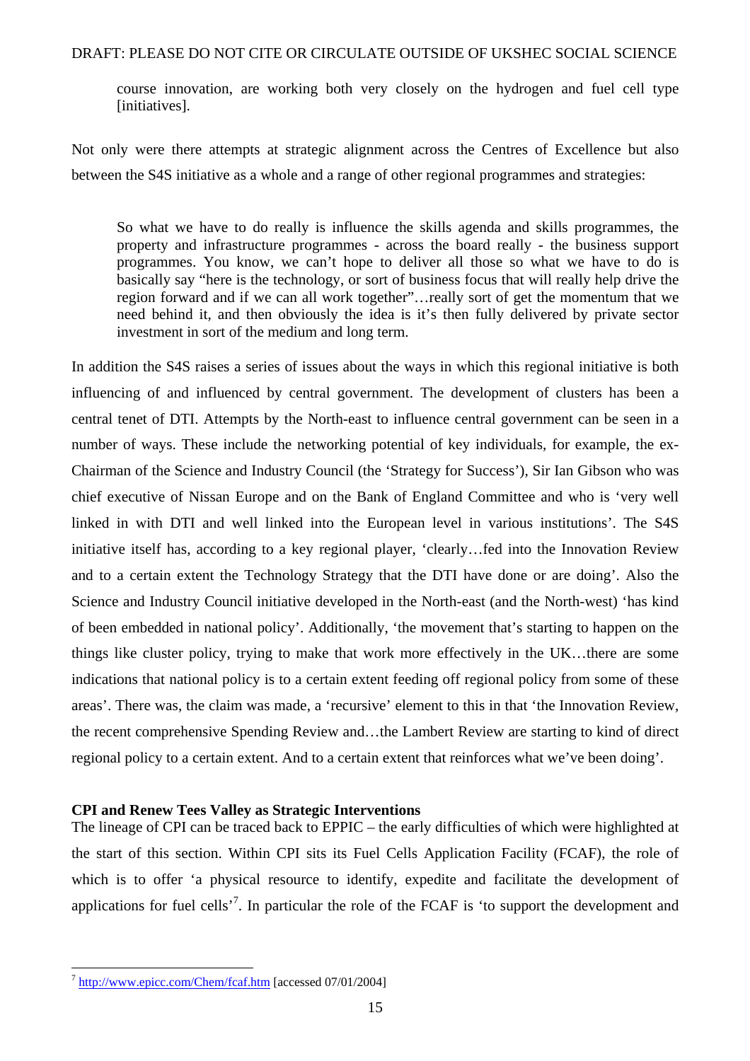> course innovation, are working both very closely on the hydrogen and fuel cell type [initiatives].

Not only were there attempts at strategic alignment across the Centres of Excellence but also between the S4S initiative as a whole and a range of other regional programmes and strategies:

> So what we have to do really is influence the skills agenda and skills programmes, the property and infrastructure programmes - across the board really - the business support programmes. You know, we can't hope to deliver all those so what we have to do is basically say "here is the technology, or sort of business focus that will really help drive the region forward and if we can all work together"…really sort of get the momentum that we need behind it, and then obviously the idea is it's then fully delivered by private sector investment in sort of the medium and long term.

In addition the S4S raises a series of issues about the ways in which this regional initiative is both influencing of and influenced by central government. The development of clusters has been a central tenet of DTI. Attempts by the North-east to influence central government can be seen in a number of ways. These include the networking potential of key individuals, for example, the ex-Chairman of the Science and Industry Council (the 'Strategy for Success'), Sir Ian Gibson who was chief executive of Nissan Europe and on the Bank of England Committee and who is 'very well linked in with DTI and well linked into the European level in various institutions'. The S4S initiative itself has, according to a key regional player, 'clearly…fed into the Innovation Review and to a certain extent the Technology Strategy that the DTI have done or are doing'. Also the Science and Industry Council initiative developed in the North-east (and the North-west) 'has kind of been embedded in national policy'. Additionally, 'the movement that's starting to happen on the things like cluster policy, trying to make that work more effectively in the UK…there are some indications that national policy is to a certain extent feeding off regional policy from some of these areas'. There was, the claim was made, a 'recursive' element to this in that 'the Innovation Review, the recent comprehensive Spending Review and…the Lambert Review are starting to kind of direct regional policy to a certain extent. And to a certain extent that reinforces what we've been doing'.

**CPI and Renew Tees Valley as Strategic Interventions**

The lineage of CPI can be traced back to EPPIC – the early difficulties of which were highlighted at the start of this section. Within CPI sits its Fuel Cells Application Facility (FCAF), the role of which is to offer 'a physical resource to identify, expedite and facilitate the development of applications for fuel cells'[7]. In particular the role of the FCAF is 'to support the development and

---

[7] http://www.epicc.com/Chem/fcaf.htm [accessed 07/01/2004]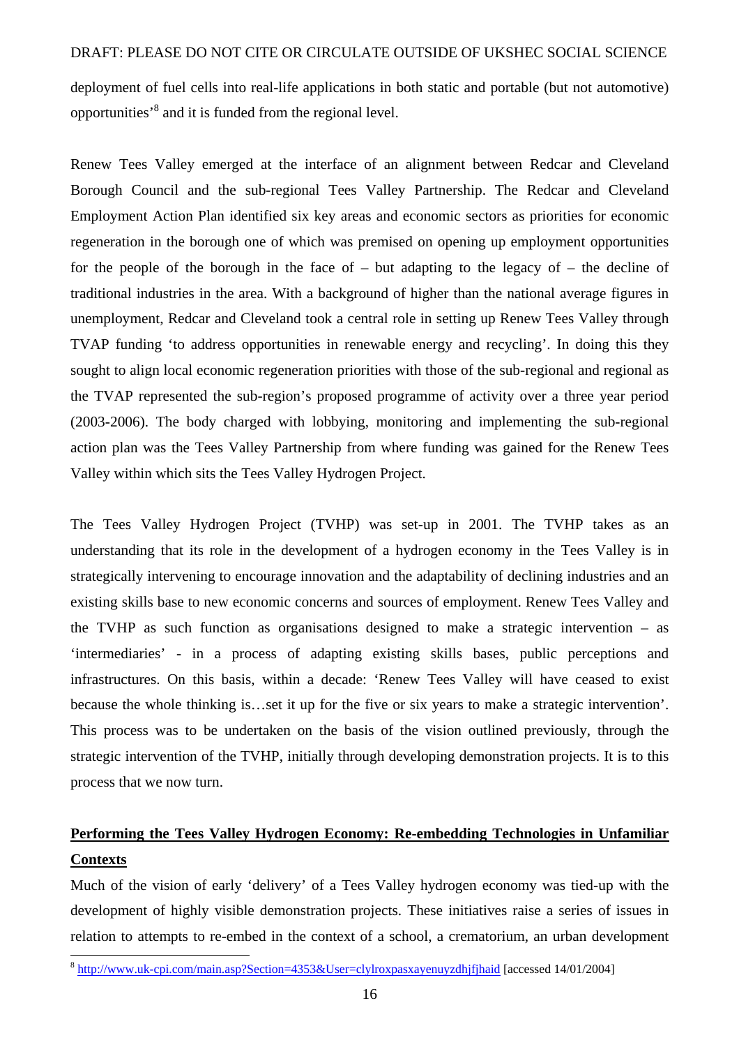deployment of fuel cells into real-life applications in both static and portable (but not automotive) opportunities'[8] and it is funded from the regional level.

Renew Tees Valley emerged at the interface of an alignment between Redcar and Cleveland Borough Council and the sub-regional Tees Valley Partnership. The Redcar and Cleveland Employment Action Plan identified six key areas and economic sectors as priorities for economic regeneration in the borough one of which was premised on opening up employment opportunities for the people of the borough in the face of – but adapting to the legacy of – the decline of traditional industries in the area. With a background of higher than the national average figures in unemployment, Redcar and Cleveland took a central role in setting up Renew Tees Valley through TVAP funding 'to address opportunities in renewable energy and recycling'. In doing this they sought to align local economic regeneration priorities with those of the sub-regional and regional as the TVAP represented the sub-region's proposed programme of activity over a three year period (2003-2006). The body charged with lobbying, monitoring and implementing the sub-regional action plan was the Tees Valley Partnership from where funding was gained for the Renew Tees Valley within which sits the Tees Valley Hydrogen Project.

The Tees Valley Hydrogen Project (TVHP) was set-up in 2001. The TVHP takes as an understanding that its role in the development of a hydrogen economy in the Tees Valley is in strategically intervening to encourage innovation and the adaptability of declining industries and an existing skills base to new economic concerns and sources of employment. Renew Tees Valley and the TVHP as such function as organisations designed to make a strategic intervention – as 'intermediaries' - in a process of adapting existing skills bases, public perceptions and infrastructures. On this basis, within a decade: 'Renew Tees Valley will have ceased to exist because the whole thinking is…set it up for the five or six years to make a strategic intervention'. This process was to be undertaken on the basis of the vision outlined previously, through the strategic intervention of the TVHP, initially through developing demonstration projects. It is to this process that we now turn.

## Performing the Tees Valley Hydrogen Economy: Re-embedding Technologies in Unfamiliar Contexts

Much of the vision of early 'delivery' of a Tees Valley hydrogen economy was tied-up with the development of highly visible demonstration projects. These initiatives raise a series of issues in relation to attempts to re-embed in the context of a school, a crematorium, an urban development

[8] http://www.uk-cpi.com/main.asp?Section=4353&User=clylroxpasxayenuyzdhjfjhaid [accessed 14/01/2004]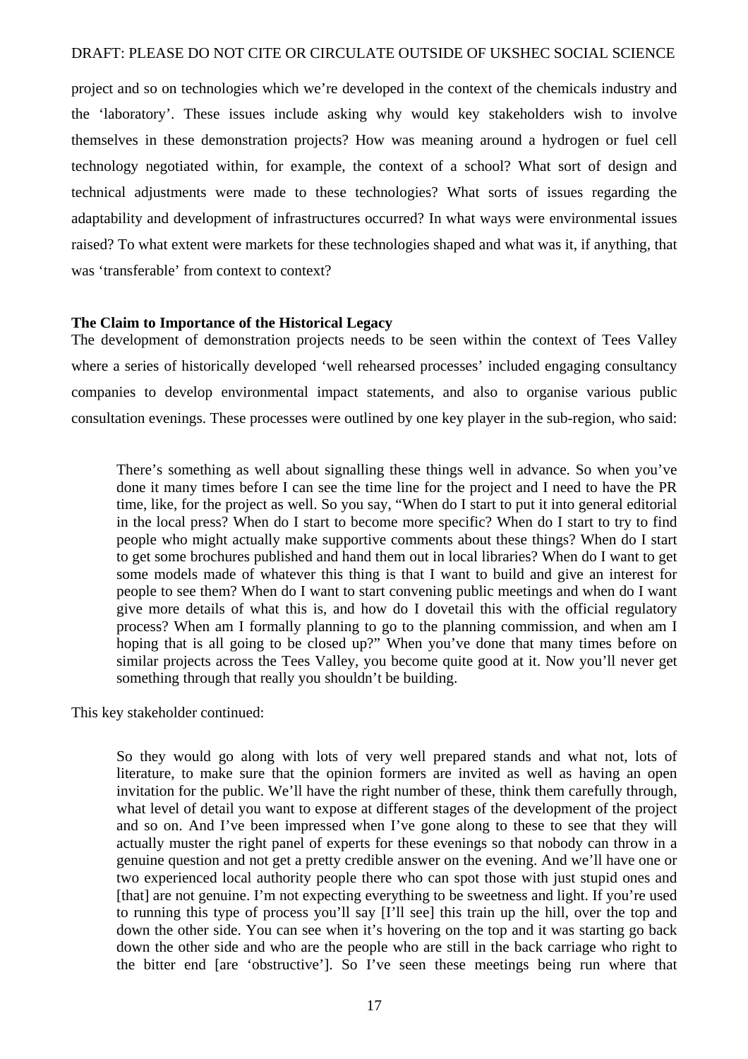project and so on technologies which we're developed in the context of the chemicals industry and the 'laboratory'. These issues include asking why would key stakeholders wish to involve themselves in these demonstration projects? How was meaning around a hydrogen or fuel cell technology negotiated within, for example, the context of a school? What sort of design and technical adjustments were made to these technologies? What sorts of issues regarding the adaptability and development of infrastructures occurred? In what ways were environmental issues raised? To what extent were markets for these technologies shaped and what was it, if anything, that was 'transferable' from context to context?

**The Claim to Importance of the Historical Legacy**

The development of demonstration projects needs to be seen within the context of Tees Valley where a series of historically developed 'well rehearsed processes' included engaging consultancy companies to develop environmental impact statements, and also to organise various public consultation evenings. These processes were outlined by one key player in the sub-region, who said:

> There's something as well about signalling these things well in advance. So when you've done it many times before I can see the time line for the project and I need to have the PR time, like, for the project as well. So you say, "When do I start to put it into general editorial in the local press? When do I start to become more specific? When do I start to try to find people who might actually make supportive comments about these things? When do I start to get some brochures published and hand them out in local libraries? When do I want to get some models made of whatever this thing is that I want to build and give an interest for people to see them? When do I want to start convening public meetings and when do I want give more details of what this is, and how do I dovetail this with the official regulatory process? When am I formally planning to go to the planning commission, and when am I hoping that is all going to be closed up?" When you've done that many times before on similar projects across the Tees Valley, you become quite good at it. Now you'll never get something through that really you shouldn't be building.

This key stakeholder continued:

> So they would go along with lots of very well prepared stands and what not, lots of literature, to make sure that the opinion formers are invited as well as having an open invitation for the public. We'll have the right number of these, think them carefully through, what level of detail you want to expose at different stages of the development of the project and so on. And I've been impressed when I've gone along to these to see that they will actually muster the right panel of experts for these evenings so that nobody can throw in a genuine question and not get a pretty credible answer on the evening. And we'll have one or two experienced local authority people there who can spot those with just stupid ones and [that] are not genuine. I'm not expecting everything to be sweetness and light. If you're used to running this type of process you'll say [I'll see] this train up the hill, over the top and down the other side. You can see when it's hovering on the top and it was starting go back down the other side and who are the people who are still in the back carriage who right to the bitter end [are 'obstructive']. So I've seen these meetings being run where that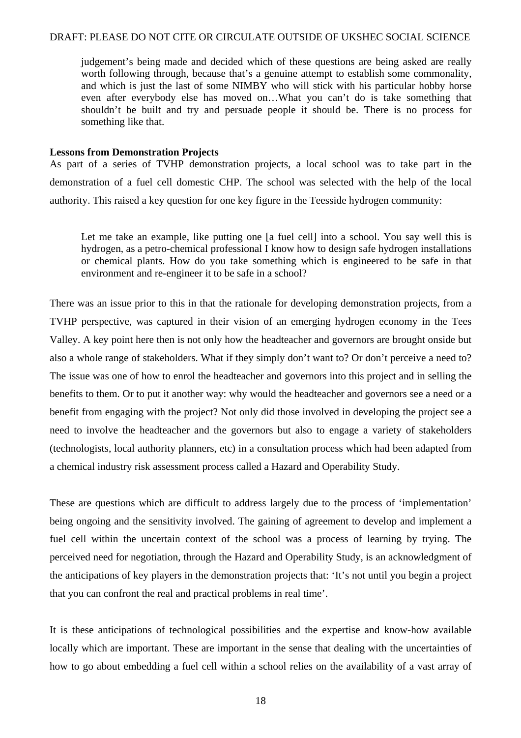> judgement's being made and decided which of these questions are being asked are really worth following through, because that's a genuine attempt to establish some commonality, and which is just the last of some NIMBY who will stick with his particular hobby horse even after everybody else has moved on…What you can't do is take something that shouldn't be built and try and persuade people it should be. There is no process for something like that.

**Lessons from Demonstration Projects**

As part of a series of TVHP demonstration projects, a local school was to take part in the demonstration of a fuel cell domestic CHP. The school was selected with the help of the local authority. This raised a key question for one key figure in the Teesside hydrogen community:

> Let me take an example, like putting one [a fuel cell] into a school. You say well this is hydrogen, as a petro-chemical professional I know how to design safe hydrogen installations or chemical plants. How do you take something which is engineered to be safe in that environment and re-engineer it to be safe in a school?

There was an issue prior to this in that the rationale for developing demonstration projects, from a TVHP perspective, was captured in their vision of an emerging hydrogen economy in the Tees Valley. A key point here then is not only how the headteacher and governors are brought onside but also a whole range of stakeholders. What if they simply don't want to? Or don't perceive a need to? The issue was one of how to enrol the headteacher and governors into this project and in selling the benefits to them. Or to put it another way: why would the headteacher and governors see a need or a benefit from engaging with the project? Not only did those involved in developing the project see a need to involve the headteacher and the governors but also to engage a variety of stakeholders (technologists, local authority planners, etc) in a consultation process which had been adapted from a chemical industry risk assessment process called a Hazard and Operability Study.

These are questions which are difficult to address largely due to the process of 'implementation' being ongoing and the sensitivity involved. The gaining of agreement to develop and implement a fuel cell within the uncertain context of the school was a process of learning by trying. The perceived need for negotiation, through the Hazard and Operability Study, is an acknowledgment of the anticipations of key players in the demonstration projects that: 'It's not until you begin a project that you can confront the real and practical problems in real time'.

It is these anticipations of technological possibilities and the expertise and know-how available locally which are important. These are important in the sense that dealing with the uncertainties of how to go about embedding a fuel cell within a school relies on the availability of a vast array of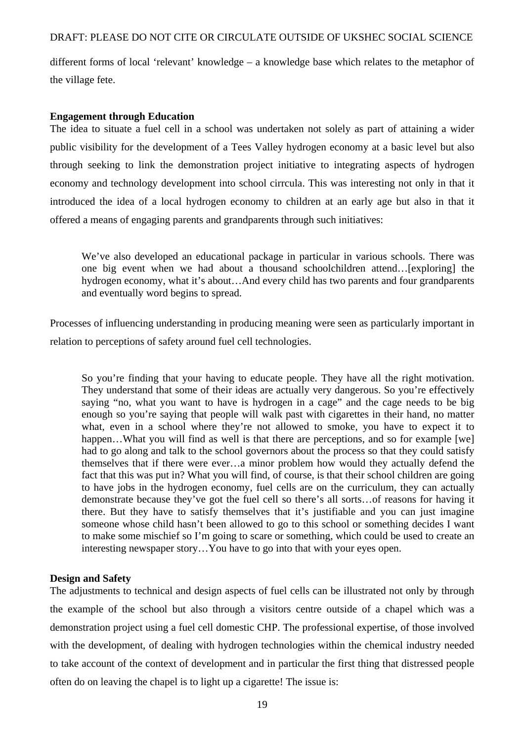different forms of local 'relevant' knowledge – a knowledge base which relates to the metaphor of the village fete.

**Engagement through Education**

The idea to situate a fuel cell in a school was undertaken not solely as part of attaining a wider public visibility for the development of a Tees Valley hydrogen economy at a basic level but also through seeking to link the demonstration project initiative to integrating aspects of hydrogen economy and technology development into school cirrcula. This was interesting not only in that it introduced the idea of a local hydrogen economy to children at an early age but also in that it offered a means of engaging parents and grandparents through such initiatives:

> We've also developed an educational package in particular in various schools. There was one big event when we had about a thousand schoolchildren attend…[exploring] the hydrogen economy, what it's about…And every child has two parents and four grandparents and eventually word begins to spread.

Processes of influencing understanding in producing meaning were seen as particularly important in relation to perceptions of safety around fuel cell technologies.

> So you're finding that your having to educate people. They have all the right motivation. They understand that some of their ideas are actually very dangerous. So you're effectively saying "no, what you want to have is hydrogen in a cage" and the cage needs to be big enough so you're saying that people will walk past with cigarettes in their hand, no matter what, even in a school where they're not allowed to smoke, you have to expect it to happen…What you will find as well is that there are perceptions, and so for example [we] had to go along and talk to the school governors about the process so that they could satisfy themselves that if there were ever…a minor problem how would they actually defend the fact that this was put in? What you will find, of course, is that their school children are going to have jobs in the hydrogen economy, fuel cells are on the curriculum, they can actually demonstrate because they've got the fuel cell so there's all sorts…of reasons for having it there. But they have to satisfy themselves that it's justifiable and you can just imagine someone whose child hasn't been allowed to go to this school or something decides I want to make some mischief so I'm going to scare or something, which could be used to create an interesting newspaper story…You have to go into that with your eyes open.

**Design and Safety**

The adjustments to technical and design aspects of fuel cells can be illustrated not only by through the example of the school but also through a visitors centre outside of a chapel which was a demonstration project using a fuel cell domestic CHP. The professional expertise, of those involved with the development, of dealing with hydrogen technologies within the chemical industry needed to take account of the context of development and in particular the first thing that distressed people often do on leaving the chapel is to light up a cigarette! The issue is: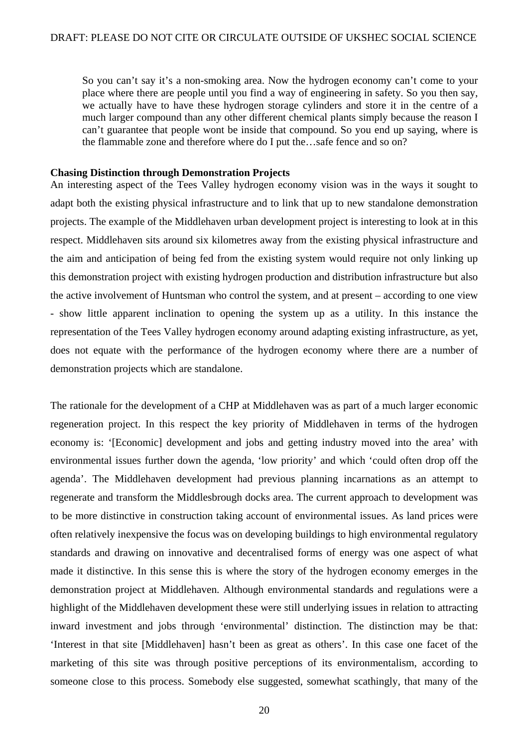> So you can't say it's a non-smoking area. Now the hydrogen economy can't come to your place where there are people until you find a way of engineering in safety. So you then say, we actually have to have these hydrogen storage cylinders and store it in the centre of a much larger compound than any other different chemical plants simply because the reason I can't guarantee that people wont be inside that compound. So you end up saying, where is the flammable zone and therefore where do I put the…safe fence and so on?

**Chasing Distinction through Demonstration Projects**

An interesting aspect of the Tees Valley hydrogen economy vision was in the ways it sought to adapt both the existing physical infrastructure and to link that up to new standalone demonstration projects. The example of the Middlehaven urban development project is interesting to look at in this respect. Middlehaven sits around six kilometres away from the existing physical infrastructure and the aim and anticipation of being fed from the existing system would require not only linking up this demonstration project with existing hydrogen production and distribution infrastructure but also the active involvement of Huntsman who control the system, and at present – according to one view - show little apparent inclination to opening the system up as a utility. In this instance the representation of the Tees Valley hydrogen economy around adapting existing infrastructure, as yet, does not equate with the performance of the hydrogen economy where there are a number of demonstration projects which are standalone.

The rationale for the development of a CHP at Middlehaven was as part of a much larger economic regeneration project. In this respect the key priority of Middlehaven in terms of the hydrogen economy is: '[Economic] development and jobs and getting industry moved into the area' with environmental issues further down the agenda, 'low priority' and which 'could often drop off the agenda'. The Middlehaven development had previous planning incarnations as an attempt to regenerate and transform the Middlesbrough docks area. The current approach to development was to be more distinctive in construction taking account of environmental issues. As land prices were often relatively inexpensive the focus was on developing buildings to high environmental regulatory standards and drawing on innovative and decentralised forms of energy was one aspect of what made it distinctive. In this sense this is where the story of the hydrogen economy emerges in the demonstration project at Middlehaven. Although environmental standards and regulations were a highlight of the Middlehaven development these were still underlying issues in relation to attracting inward investment and jobs through 'environmental' distinction. The distinction may be that: 'Interest in that site [Middlehaven] hasn't been as great as others'. In this case one facet of the marketing of this site was through positive perceptions of its environmentalism, according to someone close to this process. Somebody else suggested, somewhat scathingly, that many of the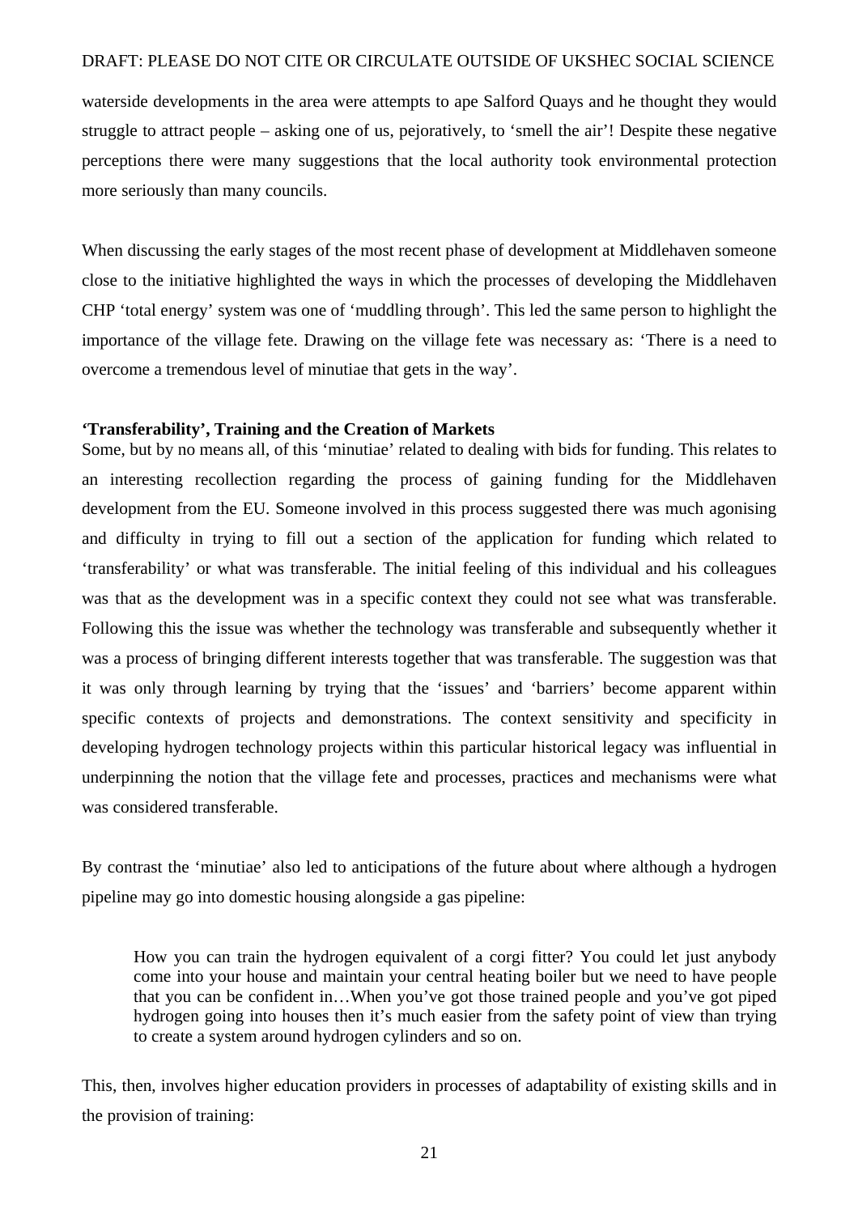waterside developments in the area were attempts to ape Salford Quays and he thought they would struggle to attract people – asking one of us, pejoratively, to 'smell the air'! Despite these negative perceptions there were many suggestions that the local authority took environmental protection more seriously than many councils.

When discussing the early stages of the most recent phase of development at Middlehaven someone close to the initiative highlighted the ways in which the processes of developing the Middlehaven CHP 'total energy' system was one of 'muddling through'. This led the same person to highlight the importance of the village fete. Drawing on the village fete was necessary as: 'There is a need to overcome a tremendous level of minutiae that gets in the way'.

**'Transferability', Training and the Creation of Markets**

Some, but by no means all, of this 'minutiae' related to dealing with bids for funding. This relates to an interesting recollection regarding the process of gaining funding for the Middlehaven development from the EU. Someone involved in this process suggested there was much agonising and difficulty in trying to fill out a section of the application for funding which related to 'transferability' or what was transferable. The initial feeling of this individual and his colleagues was that as the development was in a specific context they could not see what was transferable. Following this the issue was whether the technology was transferable and subsequently whether it was a process of bringing different interests together that was transferable. The suggestion was that it was only through learning by trying that the 'issues' and 'barriers' become apparent within specific contexts of projects and demonstrations. The context sensitivity and specificity in developing hydrogen technology projects within this particular historical legacy was influential in underpinning the notion that the village fete and processes, practices and mechanisms were what was considered transferable.

By contrast the 'minutiae' also led to anticipations of the future about where although a hydrogen pipeline may go into domestic housing alongside a gas pipeline:

> How you can train the hydrogen equivalent of a corgi fitter? You could let just anybody come into your house and maintain your central heating boiler but we need to have people that you can be confident in…When you've got those trained people and you've got piped hydrogen going into houses then it's much easier from the safety point of view than trying to create a system around hydrogen cylinders and so on.

This, then, involves higher education providers in processes of adaptability of existing skills and in the provision of training: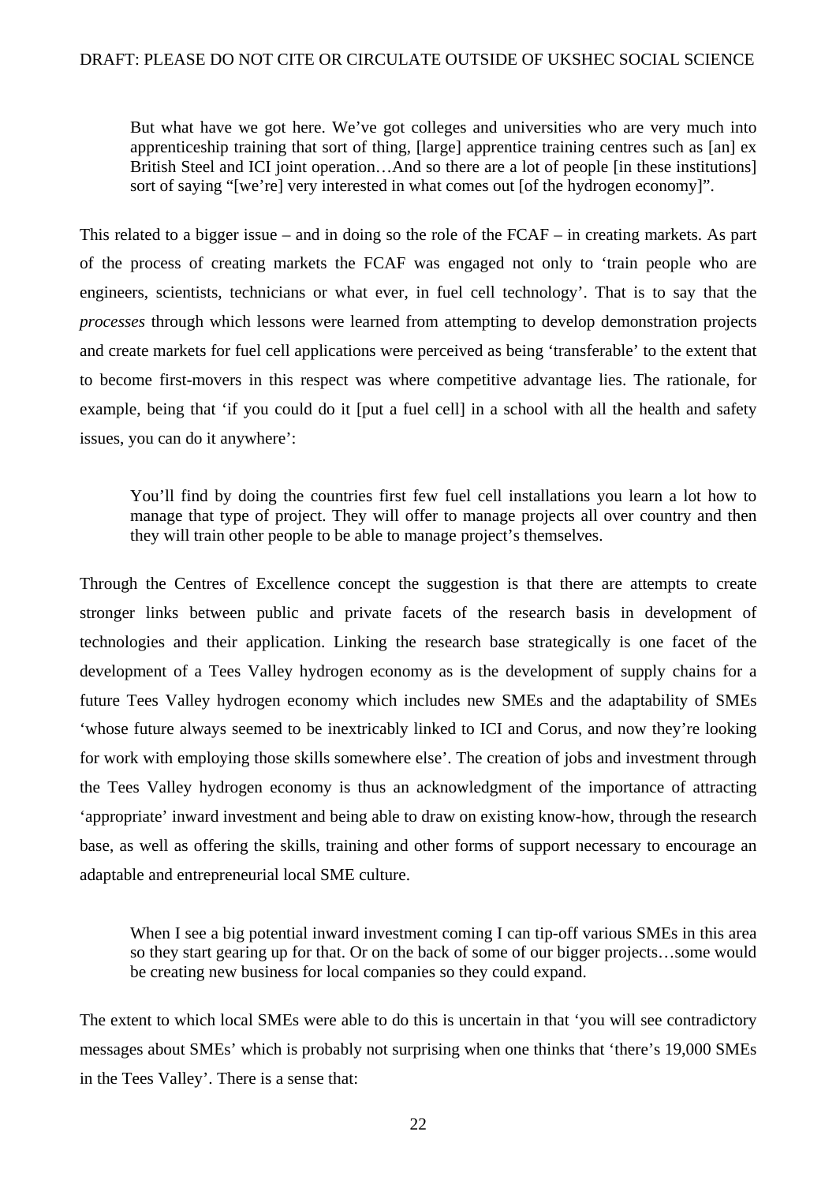> But what have we got here. We've got colleges and universities who are very much into apprenticeship training that sort of thing, [large] apprentice training centres such as [an] ex British Steel and ICI joint operation…And so there are a lot of people [in these institutions] sort of saying "[we're] very interested in what comes out [of the hydrogen economy]".

This related to a bigger issue – and in doing so the role of the FCAF – in creating markets. As part of the process of creating markets the FCAF was engaged not only to 'train people who are engineers, scientists, technicians or what ever, in fuel cell technology'. That is to say that the *processes* through which lessons were learned from attempting to develop demonstration projects and create markets for fuel cell applications were perceived as being 'transferable' to the extent that to become first-movers in this respect was where competitive advantage lies. The rationale, for example, being that 'if you could do it [put a fuel cell] in a school with all the health and safety issues, you can do it anywhere':

> You'll find by doing the countries first few fuel cell installations you learn a lot how to manage that type of project. They will offer to manage projects all over country and then they will train other people to be able to manage project's themselves.

Through the Centres of Excellence concept the suggestion is that there are attempts to create stronger links between public and private facets of the research basis in development of technologies and their application. Linking the research base strategically is one facet of the development of a Tees Valley hydrogen economy as is the development of supply chains for a future Tees Valley hydrogen economy which includes new SMEs and the adaptability of SMEs 'whose future always seemed to be inextricably linked to ICI and Corus, and now they're looking for work with employing those skills somewhere else'. The creation of jobs and investment through the Tees Valley hydrogen economy is thus an acknowledgment of the importance of attracting 'appropriate' inward investment and being able to draw on existing know-how, through the research base, as well as offering the skills, training and other forms of support necessary to encourage an adaptable and entrepreneurial local SME culture.

> When I see a big potential inward investment coming I can tip-off various SMEs in this area so they start gearing up for that. Or on the back of some of our bigger projects…some would be creating new business for local companies so they could expand.

The extent to which local SMEs were able to do this is uncertain in that 'you will see contradictory messages about SMEs' which is probably not surprising when one thinks that 'there's 19,000 SMEs in the Tees Valley'. There is a sense that: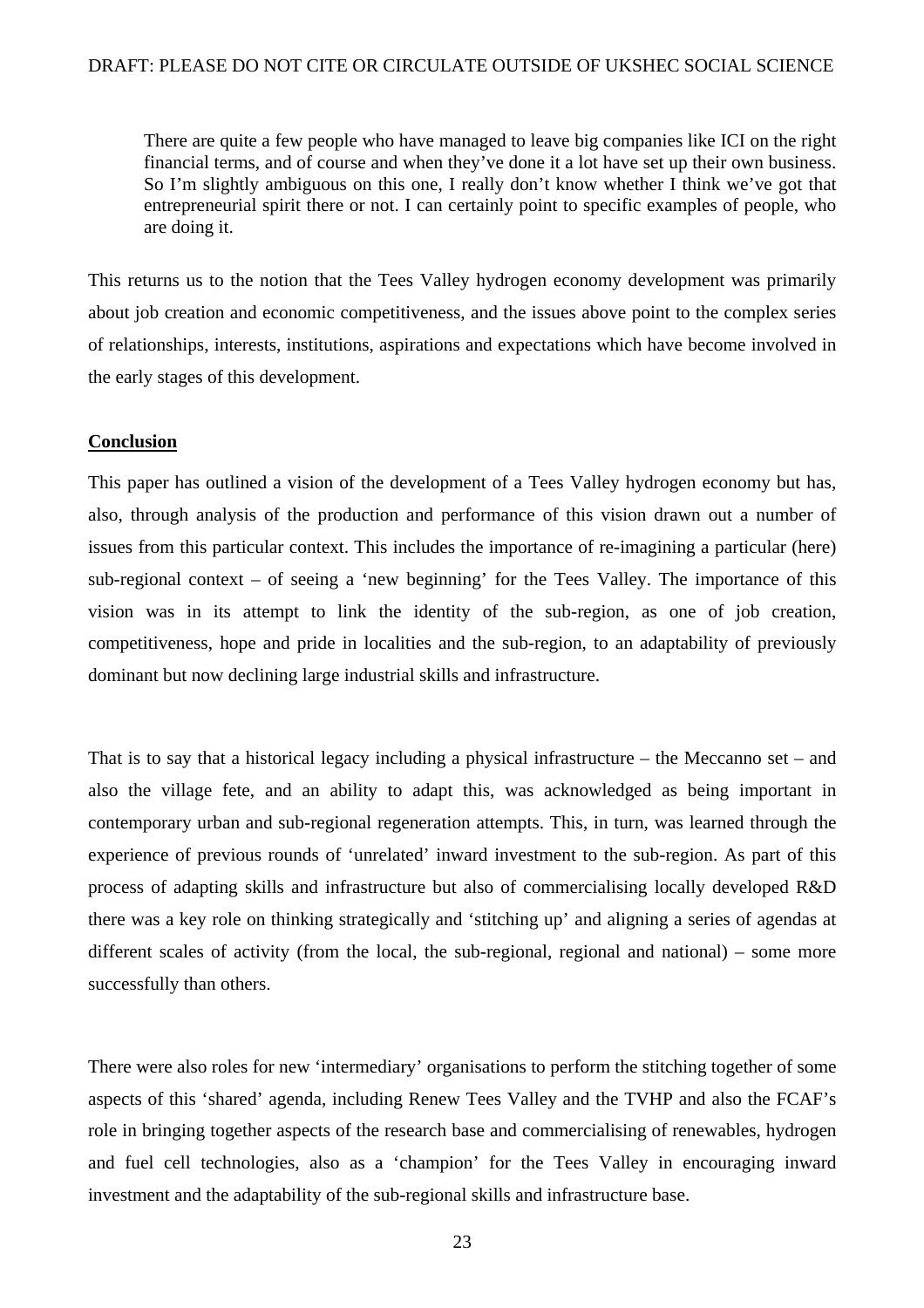> There are quite a few people who have managed to leave big companies like ICI on the right financial terms, and of course and when they've done it a lot have set up their own business. So I'm slightly ambiguous on this one, I really don't know whether I think we've got that entrepreneurial spirit there or not. I can certainly point to specific examples of people, who are doing it.

This returns us to the notion that the Tees Valley hydrogen economy development was primarily about job creation and economic competitiveness, and the issues above point to the complex series of relationships, interests, institutions, aspirations and expectations which have become involved in the early stages of this development.

## Conclusion

This paper has outlined a vision of the development of a Tees Valley hydrogen economy but has, also, through analysis of the production and performance of this vision drawn out a number of issues from this particular context. This includes the importance of re-imagining a particular (here) sub-regional context – of seeing a 'new beginning' for the Tees Valley. The importance of this vision was in its attempt to link the identity of the sub-region, as one of job creation, competitiveness, hope and pride in localities and the sub-region, to an adaptability of previously dominant but now declining large industrial skills and infrastructure.

That is to say that a historical legacy including a physical infrastructure – the Meccanno set – and also the village fete, and an ability to adapt this, was acknowledged as being important in contemporary urban and sub-regional regeneration attempts. This, in turn, was learned through the experience of previous rounds of 'unrelated' inward investment to the sub-region. As part of this process of adapting skills and infrastructure but also of commercialising locally developed R&D there was a key role on thinking strategically and 'stitching up' and aligning a series of agendas at different scales of activity (from the local, the sub-regional, regional and national) – some more successfully than others.

There were also roles for new 'intermediary' organisations to perform the stitching together of some aspects of this 'shared' agenda, including Renew Tees Valley and the TVHP and also the FCAF's role in bringing together aspects of the research base and commercialising of renewables, hydrogen and fuel cell technologies, also as a 'champion' for the Tees Valley in encouraging inward investment and the adaptability of the sub-regional skills and infrastructure base.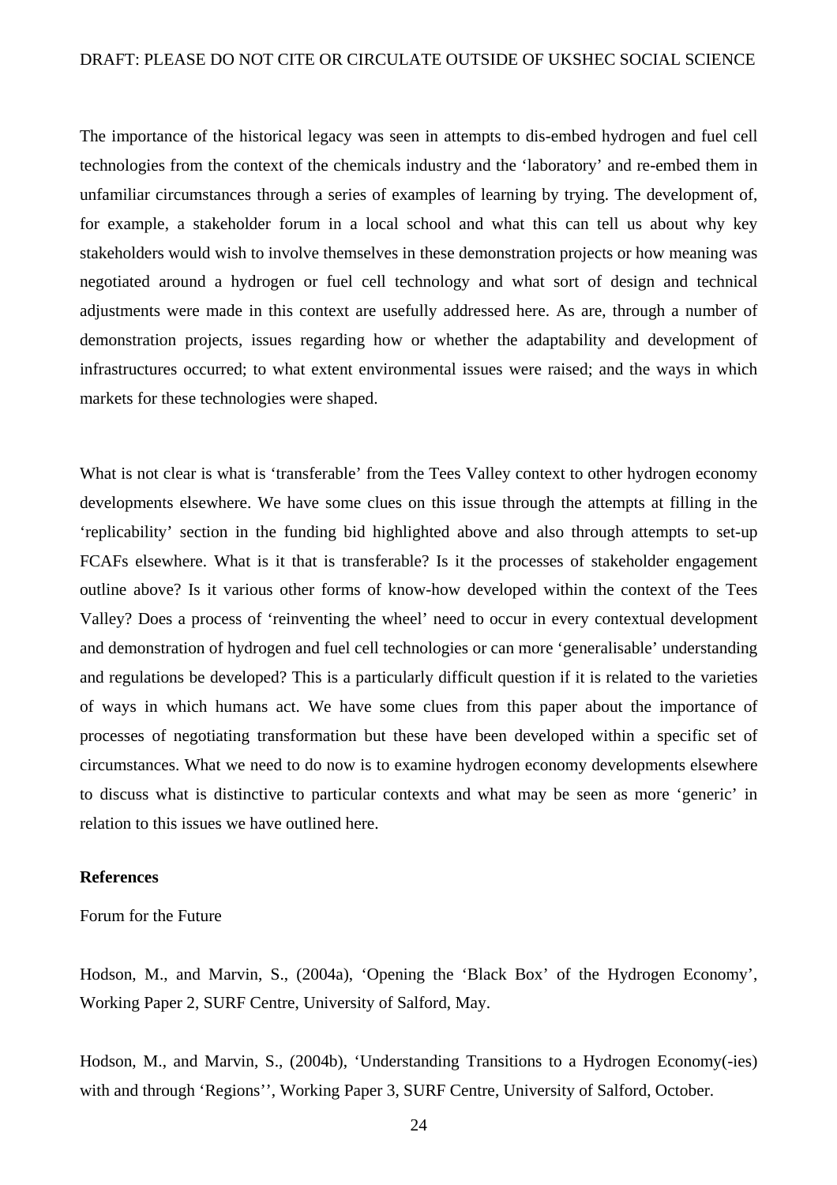The importance of the historical legacy was seen in attempts to dis-embed hydrogen and fuel cell technologies from the context of the chemicals industry and the 'laboratory' and re-embed them in unfamiliar circumstances through a series of examples of learning by trying. The development of, for example, a stakeholder forum in a local school and what this can tell us about why key stakeholders would wish to involve themselves in these demonstration projects or how meaning was negotiated around a hydrogen or fuel cell technology and what sort of design and technical adjustments were made in this context are usefully addressed here. As are, through a number of demonstration projects, issues regarding how or whether the adaptability and development of infrastructures occurred; to what extent environmental issues were raised; and the ways in which markets for these technologies were shaped.

What is not clear is what is 'transferable' from the Tees Valley context to other hydrogen economy developments elsewhere. We have some clues on this issue through the attempts at filling in the 'replicability' section in the funding bid highlighted above and also through attempts to set-up FCAFs elsewhere. What is it that is transferable? Is it the processes of stakeholder engagement outline above? Is it various other forms of know-how developed within the context of the Tees Valley? Does a process of 'reinventing the wheel' need to occur in every contextual development and demonstration of hydrogen and fuel cell technologies or can more 'generalisable' understanding and regulations be developed? This is a particularly difficult question if it is related to the varieties of ways in which humans act. We have some clues from this paper about the importance of processes of negotiating transformation but these have been developed within a specific set of circumstances. What we need to do now is to examine hydrogen economy developments elsewhere to discuss what is distinctive to particular contexts and what may be seen as more 'generic' in relation to this issues we have outlined here.

**References**

Forum for the Future

Hodson, M., and Marvin, S., (2004a), 'Opening the 'Black Box' of the Hydrogen Economy', Working Paper 2, SURF Centre, University of Salford, May.

Hodson, M., and Marvin, S., (2004b), 'Understanding Transitions to a Hydrogen Economy(-ies) with and through 'Regions'', Working Paper 3, SURF Centre, University of Salford, October.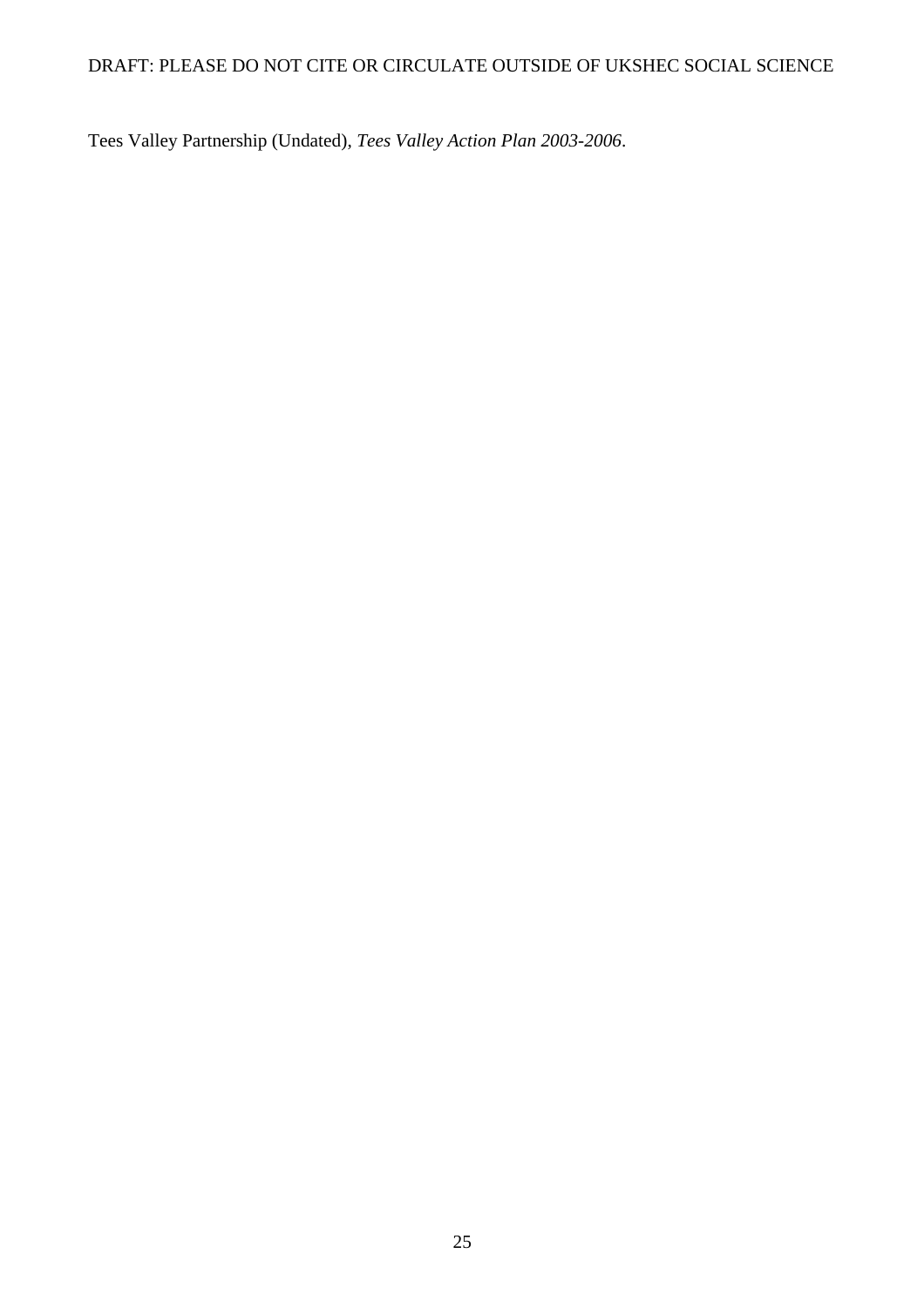Tees Valley Partnership (Undated), *Tees Valley Action Plan 2003-2006*.